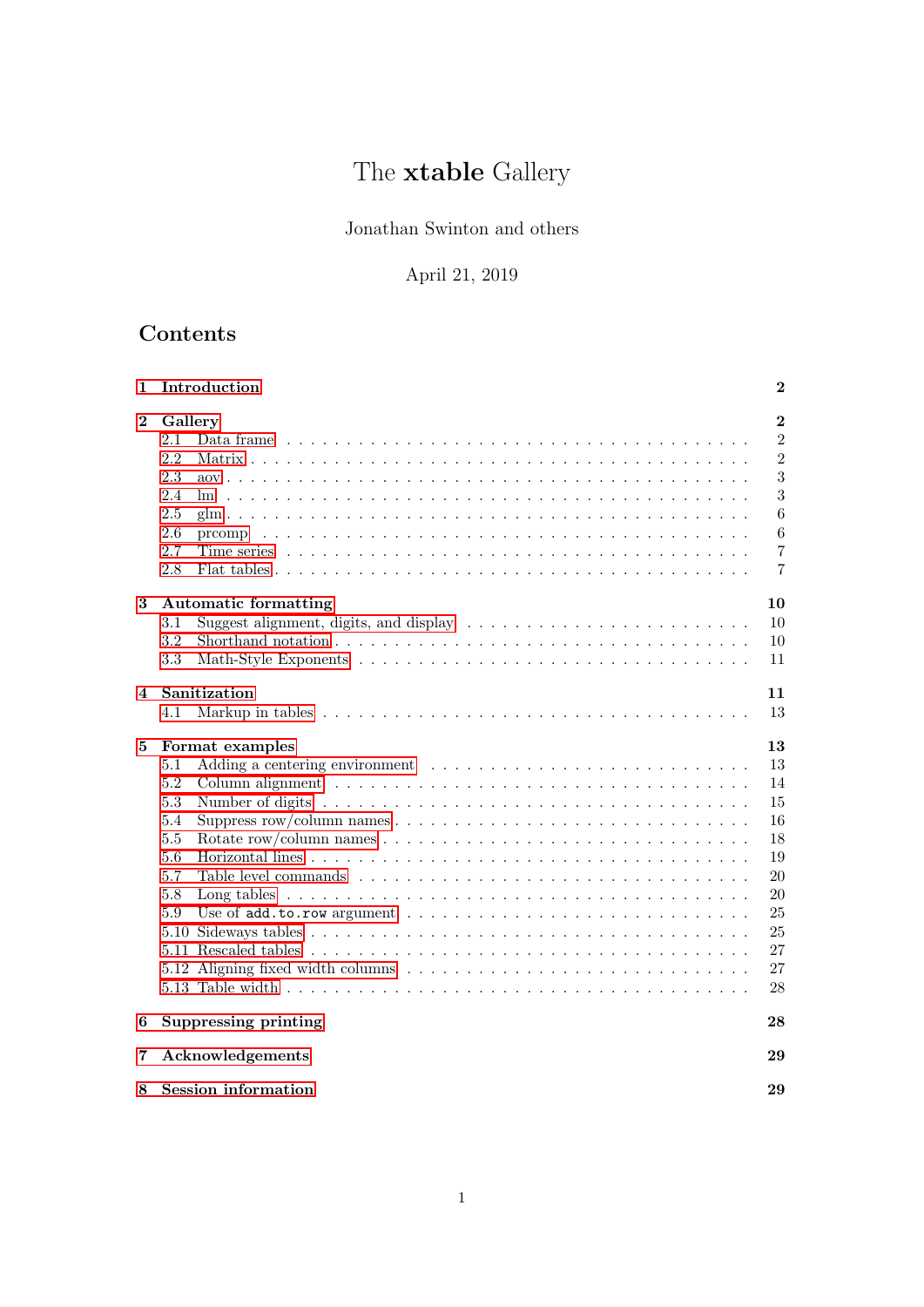# The **xtable** Gallery

Jonathan Swinton and others

April 21, 2019

## Contents

**1 Introduction** **2**

**2 Gallery** **2**

- 2.1 Data frame . . . 2
- 2.2 Matrix . . . 2
- 2.3 aov . . . 3
- 2.4 lm . . . 3
- 2.5 glm . . . 6
- 2.6 prcomp . . . 6
- 2.7 Time series . . . 7
- 2.8 Flat tables . . . 7

**3 Automatic formatting** **10**

- 3.1 Suggest alignment, digits, and display . . . 10
- 3.2 Shorthand notation . . . 10
- 3.3 Math-Style Exponents . . . 11

**4 Sanitization** **11**

- 4.1 Markup in tables . . . 13

**5 Format examples** **13**

- 5.1 Adding a centering environment . . . 13
- 5.2 Column alignment . . . 14
- 5.3 Number of digits . . . 15
- 5.4 Suppress row/column names . . . 16
- 5.5 Rotate row/column names . . . 18
- 5.6 Horizontal lines . . . 19
- 5.7 Table level commands . . . 20
- 5.8 Long tables . . . 20
- 5.9 Use of `add.to.row` argument . . . 25
- 5.10 Sideways tables . . . 25
- 5.11 Rescaled tables . . . 27
- 5.12 Aligning fixed width columns . . . 27
- 5.13 Table width . . . 28

**6 Suppressing printing** **28**

**7 Acknowledgements** **29**

**8 Session information** **29**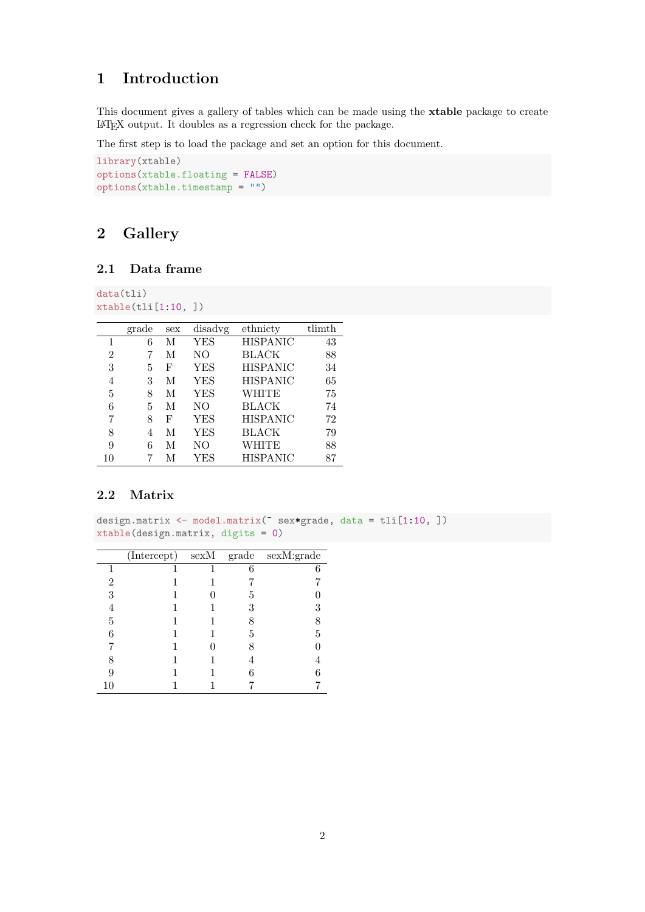# 1 Introduction

This document gives a gallery of tables which can be made using the **xtable** package to create LaTeX output. It doubles as a regression check for the package.

The first step is to load the package and set an option for this document.

```
library(xtable)
options(xtable.floating = FALSE)
options(xtable.timestamp = "")
```

# 2 Gallery

## 2.1 Data frame

```
data(tli)
xtable(tli[1:10, ])
```

| | grade | sex | disadvg | ethnicty | tlimth |
|---|---|---|---|---|---|
| 1 | 6 | M | YES | HISPANIC | 43 |
| 2 | 7 | M | NO | BLACK | 88 |
| 3 | 5 | F | YES | HISPANIC | 34 |
| 4 | 3 | M | YES | HISPANIC | 65 |
| 5 | 8 | M | YES | WHITE | 75 |
| 6 | 5 | M | NO | BLACK | 74 |
| 7 | 8 | F | YES | HISPANIC | 72 |
| 8 | 4 | M | YES | BLACK | 79 |
| 9 | 6 | M | NO | WHITE | 88 |
| 10 | 7 | M | YES | HISPANIC | 87 |

## 2.2 Matrix

```
design.matrix <- model.matrix(~ sex*grade, data = tli[1:10, ])
xtable(design.matrix, digits = 0)
```

| | (Intercept) | sexM | grade | sexM:grade |
|---|---|---|---|---|
| 1 | 1 | 1 | 6 | 6 |
| 2 | 1 | 1 | 7 | 7 |
| 3 | 1 | 0 | 5 | 0 |
| 4 | 1 | 1 | 3 | 3 |
| 5 | 1 | 1 | 8 | 8 |
| 6 | 1 | 1 | 5 | 5 |
| 7 | 1 | 0 | 8 | 0 |
| 8 | 1 | 1 | 4 | 4 |
| 9 | 1 | 1 | 6 | 6 |
| 10 | 1 | 1 | 7 | 7 |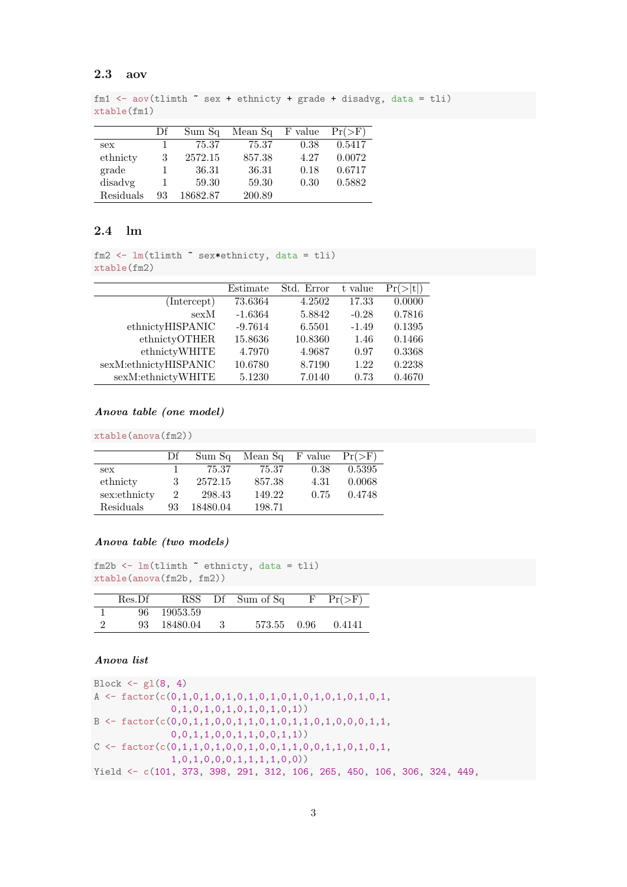### 2.3 aov

```
fm1 <- aov(tlimth ~ sex + ethnicty + grade + disadvg, data = tli)
xtable(fm1)
```

| | Df | Sum Sq | Mean Sq | F value | Pr(>F) |
|---|---|---|---|---|---|
| sex | 1 | 75.37 | 75.37 | 0.38 | 0.5417 |
| ethnicty | 3 | 2572.15 | 857.38 | 4.27 | 0.0072 |
| grade | 1 | 36.31 | 36.31 | 0.18 | 0.6717 |
| disadvg | 1 | 59.30 | 59.30 | 0.30 | 0.5882 |
| Residuals | 93 | 18682.87 | 200.89 | | |

### 2.4 lm

```
fm2 <- lm(tlimth ~ sex*ethnicty, data = tli)
xtable(fm2)
```

| | Estimate | Std. Error | t value | Pr(>\|t\|) |
|---|---|---|---|---|
| (Intercept) | 73.6364 | 4.2502 | 17.33 | 0.0000 |
| sexM | -1.6364 | 5.8842 | -0.28 | 0.7816 |
| ethnictyHISPANIC | -9.7614 | 6.5501 | -1.49 | 0.1395 |
| ethnictyOTHER | 15.8636 | 10.8360 | 1.46 | 0.1466 |
| ethnictyWHITE | 4.7970 | 4.9687 | 0.97 | 0.3368 |
| sexM:ethnictyHISPANIC | 10.6780 | 8.7190 | 1.22 | 0.2238 |
| sexM:ethnictyWHITE | 5.1230 | 7.0140 | 0.73 | 0.4670 |

#### *Anova table (one model)*

```
xtable(anova(fm2))
```

| | Df | Sum Sq | Mean Sq | F value | Pr(>F) |
|---|---|---|---|---|---|
| sex | 1 | 75.37 | 75.37 | 0.38 | 0.5395 |
| ethnicty | 3 | 2572.15 | 857.38 | 4.31 | 0.0068 |
| sex:ethnicty | 2 | 298.43 | 149.22 | 0.75 | 0.4748 |
| Residuals | 93 | 18480.04 | 198.71 | | |

#### *Anova table (two models)*

```
fm2b <- lm(tlimth ~ ethnicty, data = tli)
xtable(anova(fm2b, fm2))
```

| | Res.Df | RSS | Df | Sum of Sq | F | Pr(>F) |
|---|---|---|---|---|---|---|
| 1 | 96 | 19053.59 | | | | |
| 2 | 93 | 18480.04 | 3 | 573.55 | 0.96 | 0.4141 |

#### *Anova list*

```
Block <- gl(8, 4)
A <- factor(c(0,1,0,1,0,1,0,1,0,1,0,1,0,1,0,1,
              0,1,0,1,0,1,0,1,0,1,0,1,0,1,0,1))
B <- factor(c(0,0,1,1,0,0,1,1,0,1,0,1,1,0,1,0,0,0,1,1,
              0,0,1,1,0,0,1,1,0,0,1,1))
C <- factor(c(0,1,1,0,1,0,0,1,0,0,1,1,0,0,1,1,0,1,0,1,
              1,0,1,0,0,0,1,1,1,1,0,0))
Yield <- c(101, 373, 398, 291, 312, 106, 265, 450, 106, 306, 324, 449,
```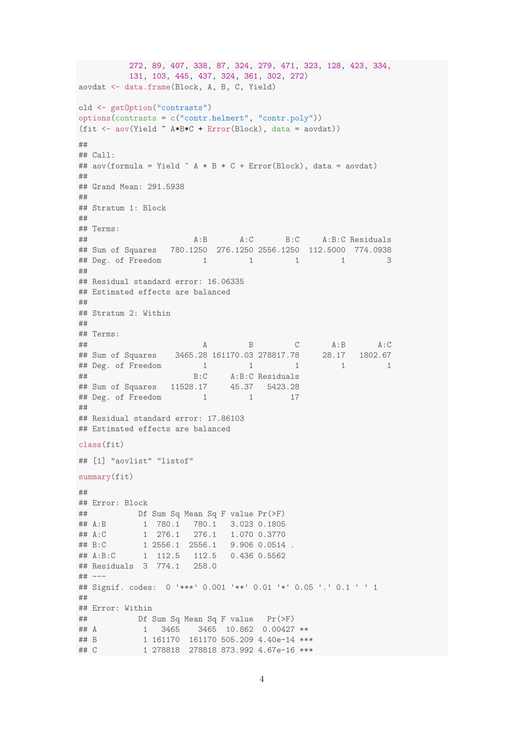```
           272, 89, 407, 338, 87, 324, 279, 471, 323, 128, 423, 334,
           131, 103, 445, 437, 324, 361, 302, 272)
aovdat <- data.frame(Block, A, B, C, Yield)

old <- getOption("contrasts")
options(contrasts = c("contr.helmert", "contr.poly"))
(fit <- aov(Yield ~ A*B*C + Error(Block), data = aovdat))

##
## Call:
## aov(formula = Yield ~ A * B * C + Error(Block), data = aovdat)
##
## Grand Mean: 291.5938
##
## Stratum 1: Block
##
## Terms:
##                      A:B       A:C       B:C     A:B:C Residuals
## Sum of Squares   780.1250  276.1250 2556.1250  112.5000  774.0938
## Deg. of Freedom         1         1         1         1         3
##
## Residual standard error: 16.06335
## Estimated effects are balanced
##
## Stratum 2: Within
##
## Terms:
##                         A         B         C       A:B       A:C
## Sum of Squares    3465.28 161170.03 278817.78     28.17   1802.67
## Deg. of Freedom         1         1         1         1         1
##                       B:C     A:B:C Residuals
## Sum of Squares   11528.17     45.37   5423.28
## Deg. of Freedom         1         1        17
##
## Residual standard error: 17.86103
## Estimated effects are balanced

class(fit)

## [1] "aovlist" "listof"

summary(fit)

##
## Error: Block
##           Df Sum Sq Mean Sq F value Pr(>F)
## A:B        1  780.1   780.1   3.023 0.1805
## A:C        1  276.1   276.1   1.070 0.3770
## B:C        1 2556.1  2556.1   9.906 0.0514 .
## A:B:C      1  112.5   112.5   0.436 0.5562
## Residuals  3  774.1   258.0
## ---
## Signif. codes:  0 '***' 0.001 '**' 0.01 '*' 0.05 '.' 0.1 ' ' 1
##
## Error: Within
##           Df Sum Sq Mean Sq F value   Pr(>F)
## A          1   3465    3465  10.862  0.00427 **
## B          1 161170  161170 505.209 4.40e-14 ***
## C          1 278818  278818 873.992 4.67e-16 ***
```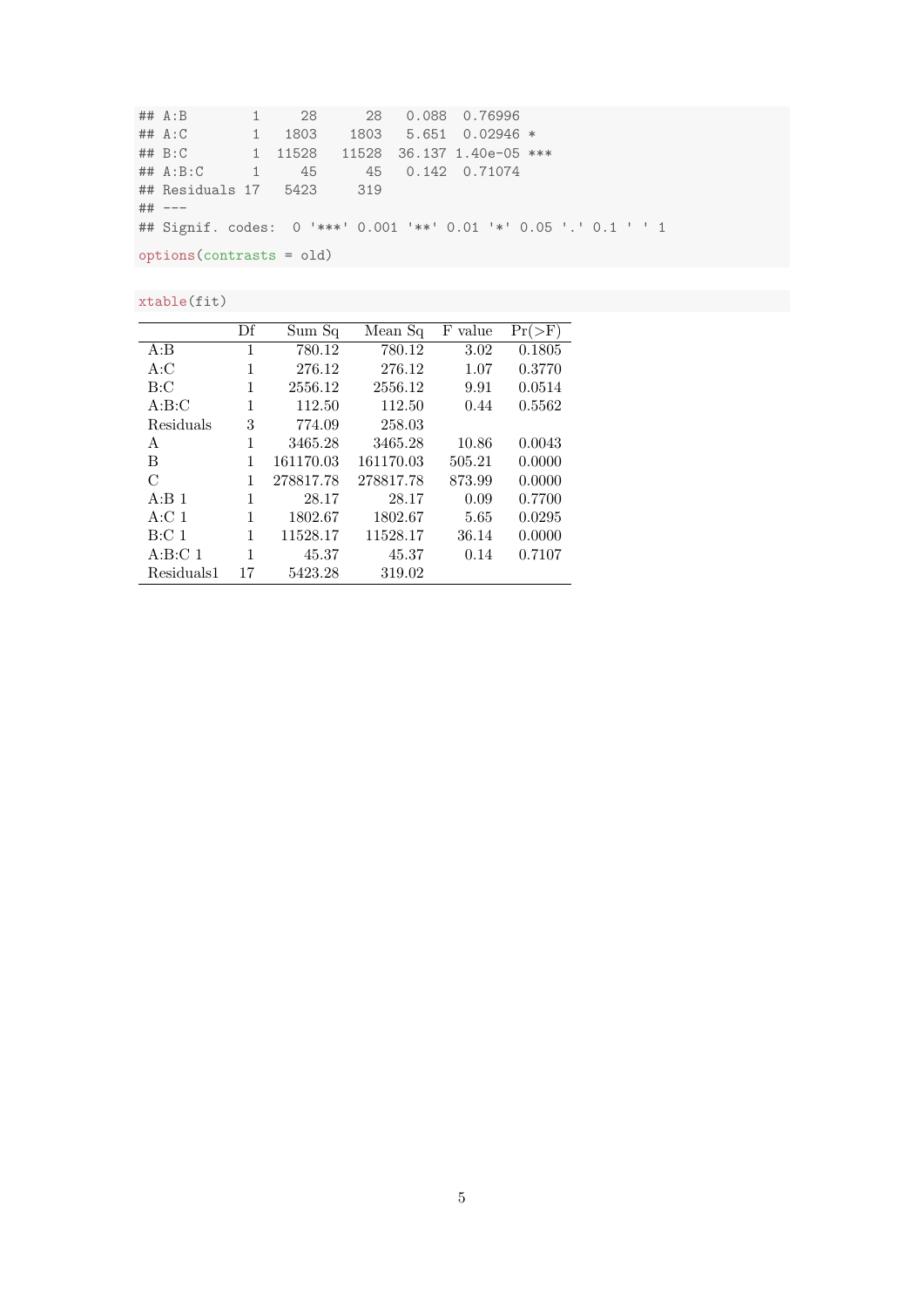```
## A:B        1     28      28   0.088  0.76996
## A:C        1   1803    1803   5.651  0.02946 *
## B:C        1  11528   11528  36.137 1.40e-05 ***
## A:B:C      1     45      45   0.142  0.71074
## Residuals 17   5423     319
## ---
## Signif. codes:  0 '***' 0.001 '**' 0.01 '*' 0.05 '.' 0.1 ' ' 1

options(contrasts = old)
```

```
xtable(fit)
```

| | Df | Sum Sq | Mean Sq | F value | Pr(>F) |
|---|---|---|---|---|---|
| A:B | 1 | 780.12 | 780.12 | 3.02 | 0.1805 |
| A:C | 1 | 276.12 | 276.12 | 1.07 | 0.3770 |
| B:C | 1 | 2556.12 | 2556.12 | 9.91 | 0.0514 |
| A:B:C | 1 | 112.50 | 112.50 | 0.44 | 0.5562 |
| Residuals | 3 | 774.09 | 258.03 | | |
| A | 1 | 3465.28 | 3465.28 | 10.86 | 0.0043 |
| B | 1 | 161170.03 | 161170.03 | 505.21 | 0.0000 |
| C | 1 | 278817.78 | 278817.78 | 873.99 | 0.0000 |
| A:B 1 | 1 | 28.17 | 28.17 | 0.09 | 0.7700 |
| A:C 1 | 1 | 1802.67 | 1802.67 | 5.65 | 0.0295 |
| B:C 1 | 1 | 11528.17 | 11528.17 | 36.14 | 0.0000 |
| A:B:C 1 | 1 | 45.37 | 45.37 | 0.14 | 0.7107 |
| Residuals1 | 17 | 5423.28 | 319.02 | | |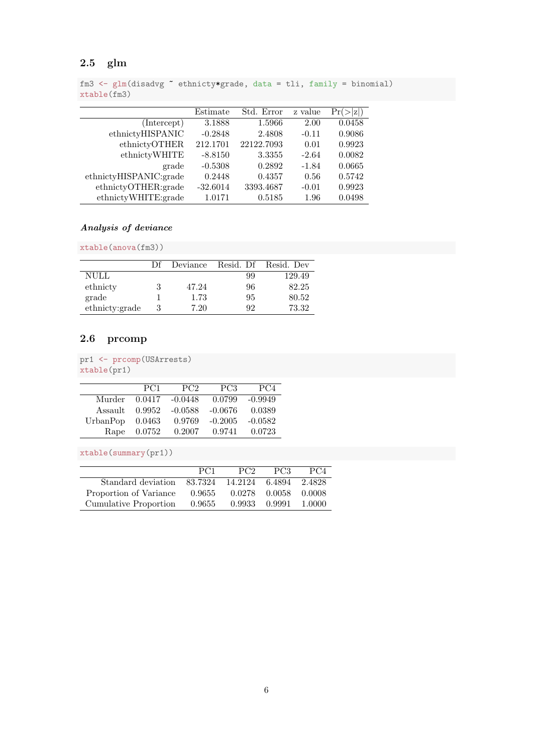## 2.5 glm

```
fm3 <- glm(disadvg ~ ethnicty*grade, data = tli, family = binomial)
xtable(fm3)
```

| | Estimate | Std. Error | z value | Pr(>\|z\|) |
|---:|---:|---:|---:|---:|
| (Intercept) | 3.1888 | 1.5966 | 2.00 | 0.0458 |
| ethnictyHISPANIC | -0.2848 | 2.4808 | -0.11 | 0.9086 |
| ethnictyOTHER | 212.1701 | 22122.7093 | 0.01 | 0.9923 |
| ethnictyWHITE | -8.8150 | 3.3355 | -2.64 | 0.0082 |
| grade | -0.5308 | 0.2892 | -1.84 | 0.0665 |
| ethnictyHISPANIC:grade | 0.2448 | 0.4357 | 0.56 | 0.5742 |
| ethnictyOTHER:grade | -32.6014 | 3393.4687 | -0.01 | 0.9923 |
| ethnictyWHITE:grade | 1.0171 | 0.5185 | 1.96 | 0.0498 |

***Analysis of deviance***

```
xtable(anova(fm3))
```

| | Df | Deviance | Resid. Df | Resid. Dev |
|---|---:|---:|---:|---:|
| NULL | | | 99 | 129.49 |
| ethnicty | 3 | 47.24 | 96 | 82.25 |
| grade | 1 | 1.73 | 95 | 80.52 |
| ethnicty:grade | 3 | 7.20 | 92 | 73.32 |

## 2.6 prcomp

```
pr1 <- prcomp(USArrests)
xtable(pr1)
```

| | PC1 | PC2 | PC3 | PC4 |
|---:|---:|---:|---:|---:|
| Murder | 0.0417 | -0.0448 | 0.0799 | -0.9949 |
| Assault | 0.9952 | -0.0588 | -0.0676 | 0.0389 |
| UrbanPop | 0.0463 | 0.9769 | -0.2005 | -0.0582 |
| Rape | 0.0752 | 0.2007 | 0.9741 | 0.0723 |

```
xtable(summary(pr1))
```

| | PC1 | PC2 | PC3 | PC4 |
|---:|---:|---:|---:|---:|
| Standard deviation | 83.7324 | 14.2124 | 6.4894 | 2.4828 |
| Proportion of Variance | 0.9655 | 0.0278 | 0.0058 | 0.0008 |
| Cumulative Proportion | 0.9655 | 0.9933 | 0.9991 | 1.0000 |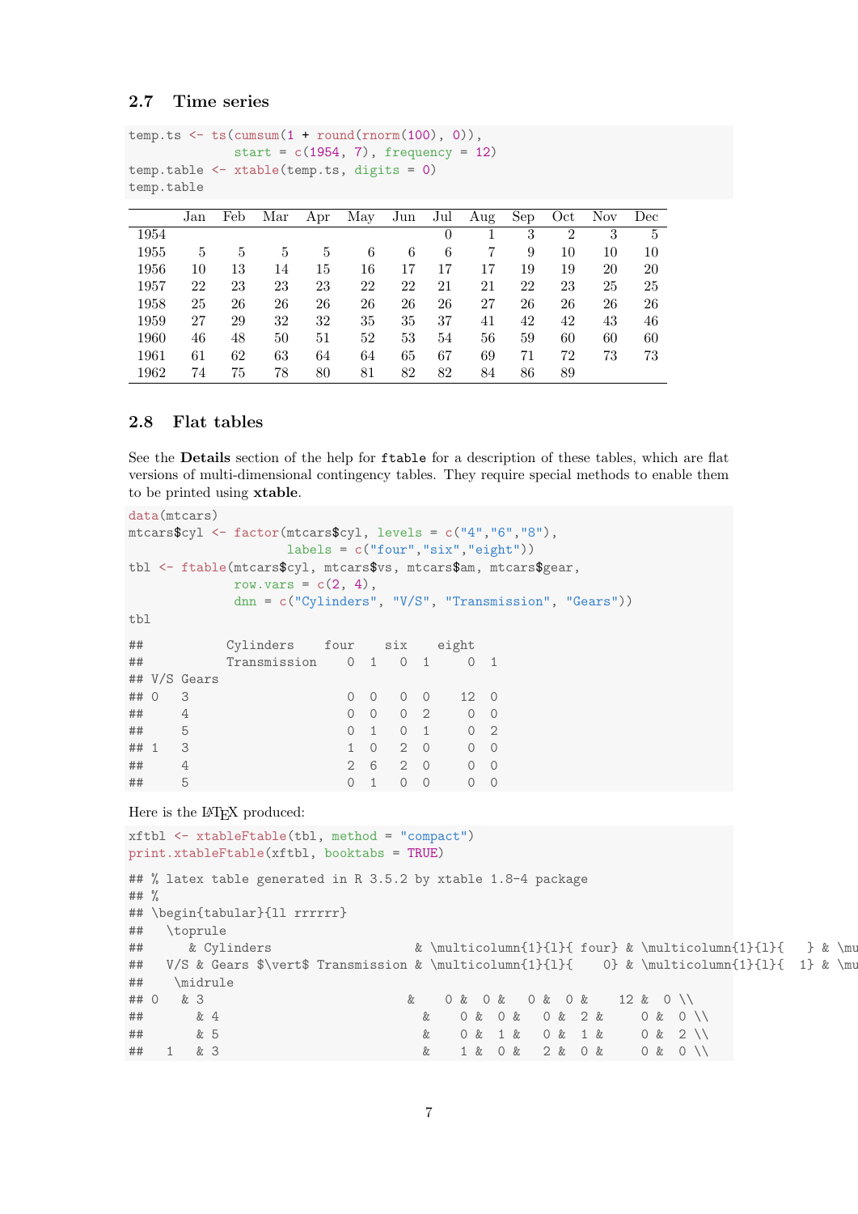## 2.7 Time series

```
temp.ts <- ts(cumsum(1 + round(rnorm(100), 0)),
              start = c(1954, 7), frequency = 12)
temp.table <- xtable(temp.ts, digits = 0)
temp.table
```

| | Jan | Feb | Mar | Apr | May | Jun | Jul | Aug | Sep | Oct | Nov | Dec |
|---|---|---|---|---|---|---|---|---|---|---|---|---|
| 1954 | | | | | | | 0 | 1 | 3 | 2 | 3 | 5 |
| 1955 | 5 | 5 | 5 | 5 | 6 | 6 | 6 | 7 | 9 | 10 | 10 | 10 |
| 1956 | 10 | 13 | 14 | 15 | 16 | 17 | 17 | 17 | 19 | 19 | 20 | 20 |
| 1957 | 22 | 23 | 23 | 23 | 22 | 22 | 21 | 21 | 22 | 23 | 25 | 25 |
| 1958 | 25 | 26 | 26 | 26 | 26 | 26 | 26 | 27 | 26 | 26 | 26 | 26 |
| 1959 | 27 | 29 | 32 | 32 | 35 | 35 | 37 | 41 | 42 | 42 | 43 | 46 |
| 1960 | 46 | 48 | 50 | 51 | 52 | 53 | 54 | 56 | 59 | 60 | 60 | 60 |
| 1961 | 61 | 62 | 63 | 64 | 64 | 65 | 67 | 69 | 71 | 72 | 73 | 73 |
| 1962 | 74 | 75 | 78 | 80 | 81 | 82 | 82 | 84 | 86 | 89 | | |

## 2.8 Flat tables

See the **Details** section of the help for `ftable` for a description of these tables, which are flat versions of multi-dimensional contingency tables. They require special methods to enable them to be printed using **xtable**.

```
data(mtcars)
mtcars$cyl <- factor(mtcars$cyl, levels = c("4","6","8"),
                     labels = c("four","six","eight"))
tbl <- ftable(mtcars$cyl, mtcars$vs, mtcars$am, mtcars$gear,
              row.vars = c(2, 4),
              dnn = c("Cylinders", "V/S", "Transmission", "Gears"))
tbl

##           Cylinders    four    six    eight
##           Transmission    0  1    0  1     0  1
## V/S Gears
## 0   3                     0  0    0  0    12  0
##     4                     0  0    0  2     0  0
##     5                     0  1    0  1     0  2
## 1   3                     1  0    2  0     0  0
##     4                     2  6    2  0     0  0
##     5                     0  1    0  0     0  0
```

Here is the LaTeX produced:

```
xftbl <- xtableFtable(tbl, method = "compact")
print.xtableFtable(xftbl, booktabs = TRUE)

## % latex table generated in R 3.5.2 by xtable 1.8-4 package
## %
## \begin{tabular}{ll rrrrrr}
##   \toprule
##      & Cylinders                   & \multicolumn{1}{l}{ four} & \multicolumn{1}{l}{   } & \mu
##   V/S & Gears $\vert$ Transmission & \multicolumn{1}{l}{    0} & \multicolumn{1}{l}{  1} & \mu
##    \midrule
## 0   & 3                           &    0 &   0 &   0 &  0 &    12 &  0 \\
##       & 4                           &    0 &  0 &   0 &  2 &     0 &  0 \\
##       & 5                           &    0 &  1 &   0 &  1 &     0 &  2 \\
##    1   & 3                           &    1 &  0 &   2 &  0 &     0 &  0 \\
```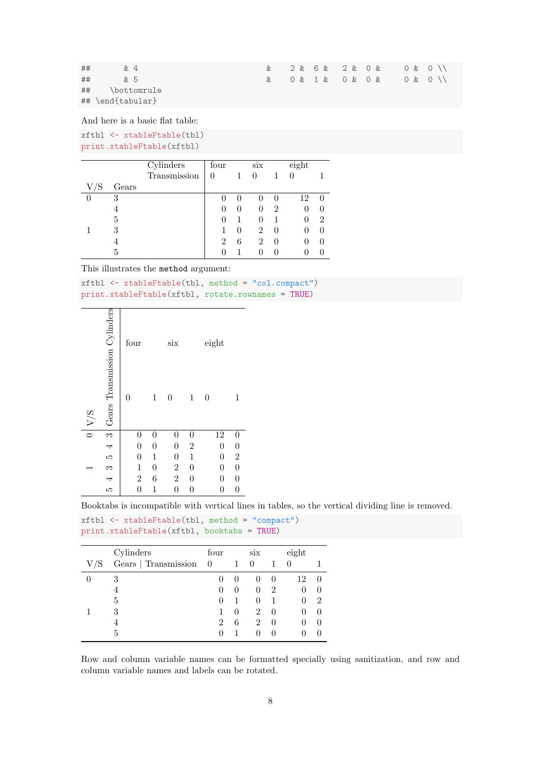```
##       & 4                                    &    2 &  6 &   2 &  0 &     0 &  0 \\
##       & 5                                    &    0 &  1 &   0 &  0 &     0 &  0 \\
##    \bottomrule
## \end{tabular}
```

And here is a basic flat table:

```
xftbl <- xtableFtable(tbl)
print.xtableFtable(xftbl)
```

| | | Cylinders | four | | six | | eight | |
|---|---|---|---|---|---|---|---|---|
| | | Transmission | 0 | 1 | 0 | 1 | 0 | 1 |
| V/S | Gears | | | | | | | |
| 0 | 3 | | 0 | 0 | 0 | 0 | 12 | 0 |
| | 4 | | 0 | 0 | 0 | 2 | 0 | 0 |
| | 5 | | 0 | 1 | 0 | 1 | 0 | 2 |
| 1 | 3 | | 1 | 0 | 2 | 0 | 0 | 0 |
| | 4 | | 2 | 6 | 2 | 0 | 0 | 0 |
| | 5 | | 0 | 1 | 0 | 0 | 0 | 0 |

This illustrates the `method` argument:

```
xftbl <- xtableFtable(tbl, method = "col.compact")
print.xtableFtable(xftbl, rotate.rownames = TRUE)
```

| V/S | Gears Transmission Cylinders | four | | six | | eight | |
|---|---|---|---|---|---|---|---|
| | | 0 | 1 | 0 | 1 | 0 | 1 |
| 0 | 3 | 0 | 0 | 0 | 0 | 12 | 0 |
| | 4 | 0 | 0 | 0 | 2 | 0 | 0 |
| | 5 | 0 | 1 | 0 | 1 | 0 | 2 |
| 1 | 3 | 1 | 0 | 2 | 0 | 0 | 0 |
| | 4 | 2 | 6 | 2 | 0 | 0 | 0 |
| | 5 | 0 | 1 | 0 | 0 | 0 | 0 |

Booktabs is incompatible with vertical lines in tables, so the vertical dividing line is removed.

```
xftbl <- xtableFtable(tbl, method = "compact")
print.xtableFtable(xftbl, booktabs = TRUE)
```

| | Cylinders | four | | six | | eight | |
|---|---|---|---|---|---|---|---|
| V/S | Gears \| Transmission | 0 | 1 | 0 | 1 | 0 | 1 |
| 0 | 3 | 0 | 0 | 0 | 0 | 12 | 0 |
| | 4 | 0 | 0 | 0 | 2 | 0 | 0 |
| | 5 | 0 | 1 | 0 | 1 | 0 | 2 |
| 1 | 3 | 1 | 0 | 2 | 0 | 0 | 0 |
| | 4 | 2 | 6 | 2 | 0 | 0 | 0 |
| | 5 | 0 | 1 | 0 | 0 | 0 | 0 |

Row and column variable names can be formatted specially using sanitization, and row and column variable names and labels can be rotated.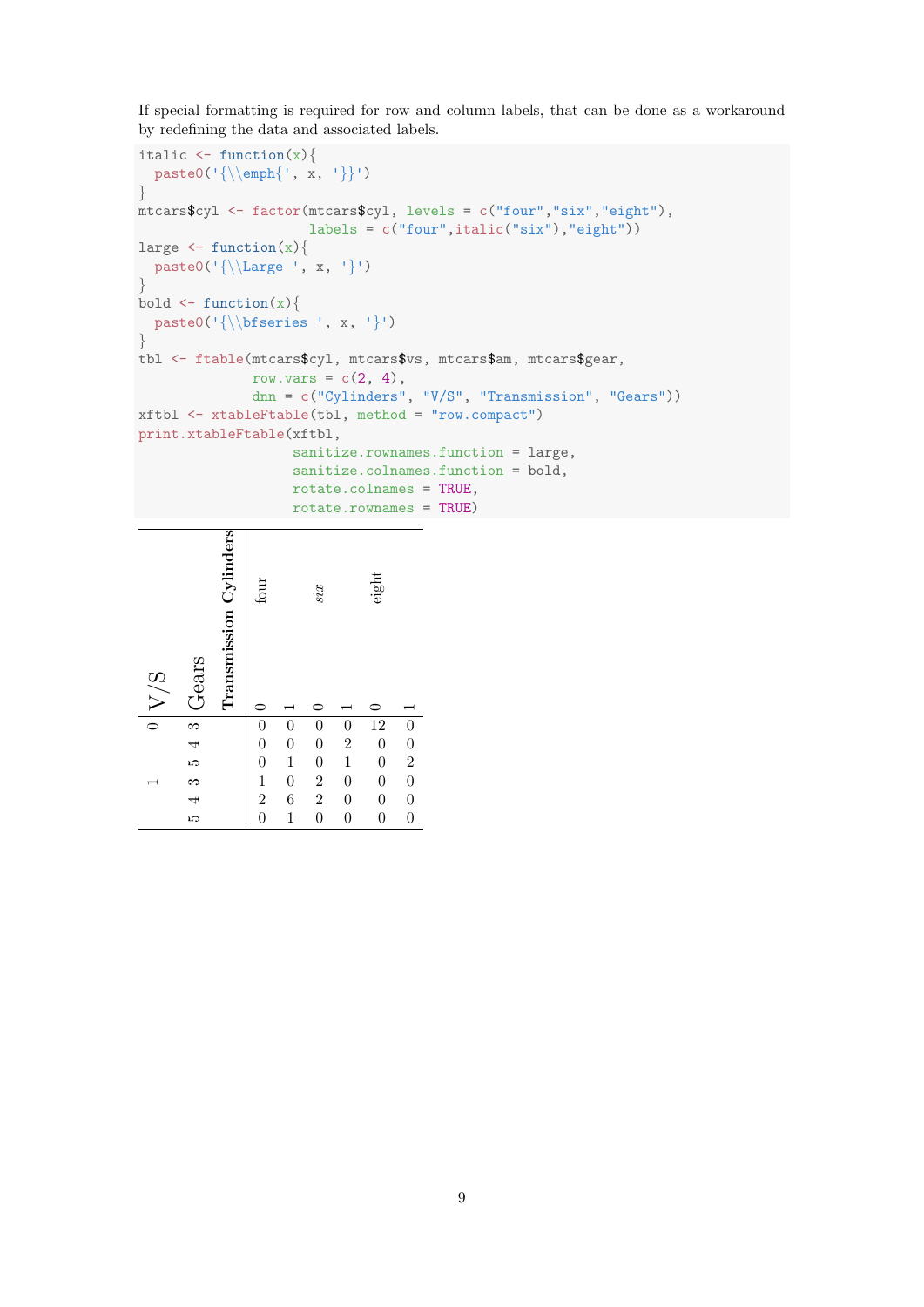If special formatting is required for row and column labels, that can be done as a workaround by redefining the data and associated labels.

```
italic <- function(x){
  paste0('{\\emph{', x, '}}')
}
mtcars$cyl <- factor(mtcars$cyl, levels = c("four","six","eight"),
                     labels = c("four",italic("six"),"eight"))
large <- function(x){
  paste0('{\\Large ', x, '}')
}
bold <- function(x){
  paste0('{\\bfseries ', x, '}')
}
tbl <- ftable(mtcars$cyl, mtcars$vs, mtcars$am, mtcars$gear,
              row.vars = c(2, 4),
              dnn = c("Cylinders", "V/S", "Transmission", "Gears"))
xftbl <- xtableFtable(tbl, method = "row.compact")
print.xtableFtable(xftbl,
                   sanitize.rownames.function = large,
                   sanitize.colnames.function = bold,
                   rotate.colnames = TRUE,
                   rotate.rownames = TRUE)
```

| | | **Cylinders** | four | | *six* | | eight | |
|---|---|---|---|---|---|---|---|---|
| V/S | Gears | **Transmission** | 0 | 1 | 0 | 1 | 0 | 1 |
| 0 | 3 | | 0 | 0 | 0 | 0 | 12 | 0 |
| | 4 | | 0 | 0 | 0 | 2 | 0 | 0 |
| | 5 | | 0 | 1 | 0 | 1 | 0 | 2 |
| 1 | 3 | | 1 | 0 | 2 | 0 | 0 | 0 |
| | 4 | | 2 | 6 | 2 | 0 | 0 | 0 |
| | 5 | | 0 | 1 | 0 | 0 | 0 | 0 |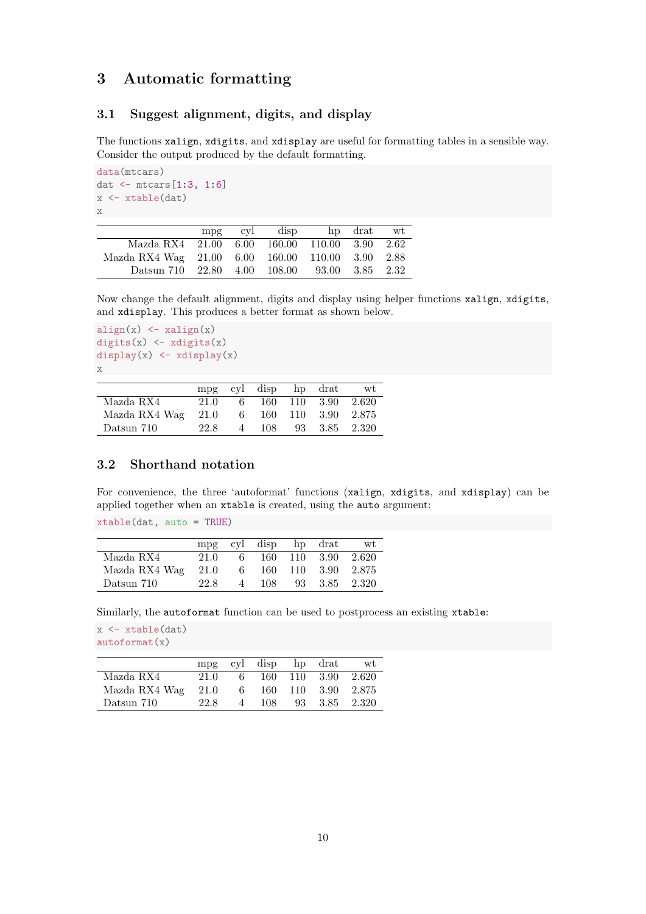# 3 Automatic formatting

## 3.1 Suggest alignment, digits, and display

The functions `xalign`, `xdigits`, and `xdisplay` are useful for formatting tables in a sensible way. Consider the output produced by the default formatting.

```
data(mtcars)
dat <- mtcars[1:3, 1:6]
x <- xtable(dat)
x
```

| | mpg | cyl | disp | hp | drat | wt |
|---:|---:|---:|---:|---:|---:|---:|
| Mazda RX4 | 21.00 | 6.00 | 160.00 | 110.00 | 3.90 | 2.62 |
| Mazda RX4 Wag | 21.00 | 6.00 | 160.00 | 110.00 | 3.90 | 2.88 |
| Datsun 710 | 22.80 | 4.00 | 108.00 | 93.00 | 3.85 | 2.32 |

Now change the default alignment, digits and display using helper functions `xalign`, `xdigits`, and `xdisplay`. This produces a better format as shown below.

```
align(x) <- xalign(x)
digits(x) <- xdigits(x)
display(x) <- xdisplay(x)
x
```

| | mpg | cyl | disp | hp | drat | wt |
|:---|---:|---:|---:|---:|---:|---:|
| Mazda RX4 | 21.0 | 6 | 160 | 110 | 3.90 | 2.620 |
| Mazda RX4 Wag | 21.0 | 6 | 160 | 110 | 3.90 | 2.875 |
| Datsun 710 | 22.8 | 4 | 108 | 93 | 3.85 | 2.320 |

## 3.2 Shorthand notation

For convenience, the three 'autoformat' functions (`xalign`, `xdigits`, and `xdisplay`) can be applied together when an `xtable` is created, using the `auto` argument:

```
xtable(dat, auto = TRUE)
```

| | mpg | cyl | disp | hp | drat | wt |
|:---|---:|---:|---:|---:|---:|---:|
| Mazda RX4 | 21.0 | 6 | 160 | 110 | 3.90 | 2.620 |
| Mazda RX4 Wag | 21.0 | 6 | 160 | 110 | 3.90 | 2.875 |
| Datsun 710 | 22.8 | 4 | 108 | 93 | 3.85 | 2.320 |

Similarly, the `autoformat` function can be used to postprocess an existing `xtable`:

```
x <- xtable(dat)
autoformat(x)
```

| | mpg | cyl | disp | hp | drat | wt |
|:---|---:|---:|---:|---:|---:|---:|
| Mazda RX4 | 21.0 | 6 | 160 | 110 | 3.90 | 2.620 |
| Mazda RX4 Wag | 21.0 | 6 | 160 | 110 | 3.90 | 2.875 |
| Datsun 710 | 22.8 | 4 | 108 | 93 | 3.85 | 2.320 |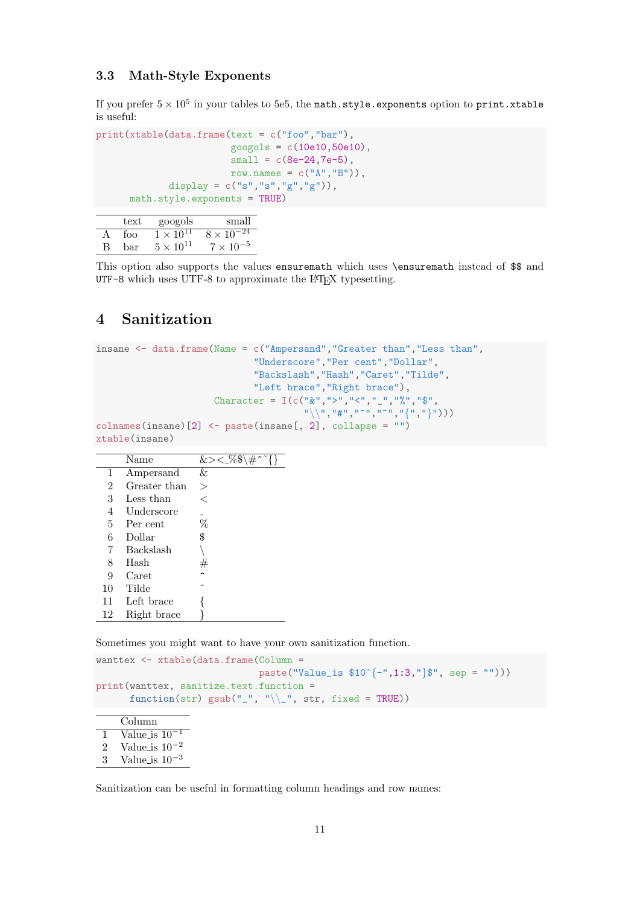### 3.3 Math-Style Exponents

If you prefer $5 \times 10^5$ in your tables to 5e5, the `math.style.exponents` option to `print.xtable` is useful:

```
print(xtable(data.frame(text = c("foo","bar"),
                        googols = c(10e10,50e10),
                        small = c(8e-24,7e-5),
                        row.names = c("A","B")),
             display = c("s","s","g","g")),
      math.style.exponents = TRUE)
```

| | text | googols | small |
|---|---|---|---|
| A | foo | $1 \times 10^{11}$ | $8 \times 10^{-24}$ |
| B | bar | $5 \times 10^{11}$ | $7 \times 10^{-5}$ |

This option also supports the values `ensuremath` which uses `\ensuremath` instead of `$$` and `UTF-8` which uses UTF-8 to approximate the LaTeX typesetting.

# 4 Sanitization

```
insane <- data.frame(Name = c("Ampersand","Greater than","Less than",
                              "Underscore","Per cent","Dollar",
                              "Backslash","Hash","Caret","Tilde",
                              "Left brace","Right brace"),
                     Character = I(c("&",">","<","_","%","$",
                                     "\\","#","^","~","{","}")))
colnames(insane)[2] <- paste(insane[, 2], collapse = "")
xtable(insane)
```

| | Name | &><_%$\#^~{} |
|---|---|---|
| 1 | Ampersand | & |
| 2 | Greater than | > |
| 3 | Less than | < |
| 4 | Underscore | _ |
| 5 | Per cent | % |
| 6 | Dollar | $ |
| 7 | Backslash | \ |
| 8 | Hash | # |
| 9 | Caret | ^ |
| 10 | Tilde | ~ |
| 11 | Left brace | { |
| 12 | Right brace | } |

Sometimes you might want to have your own sanitization function.

```
wanttex <- xtable(data.frame(Column =
                             paste("Value_is $10^{-",1:3,"}$", sep = "")))
print(wanttex, sanitize.text.function =
      function(str) gsub("_", "\\_", str, fixed = TRUE))
```

| | Column |
|---|---|
| 1 | Value_is $10^{-1}$ |
| 2 | Value_is $10^{-2}$ |
| 3 | Value_is $10^{-3}$ |

Sanitization can be useful in formatting column headings and row names: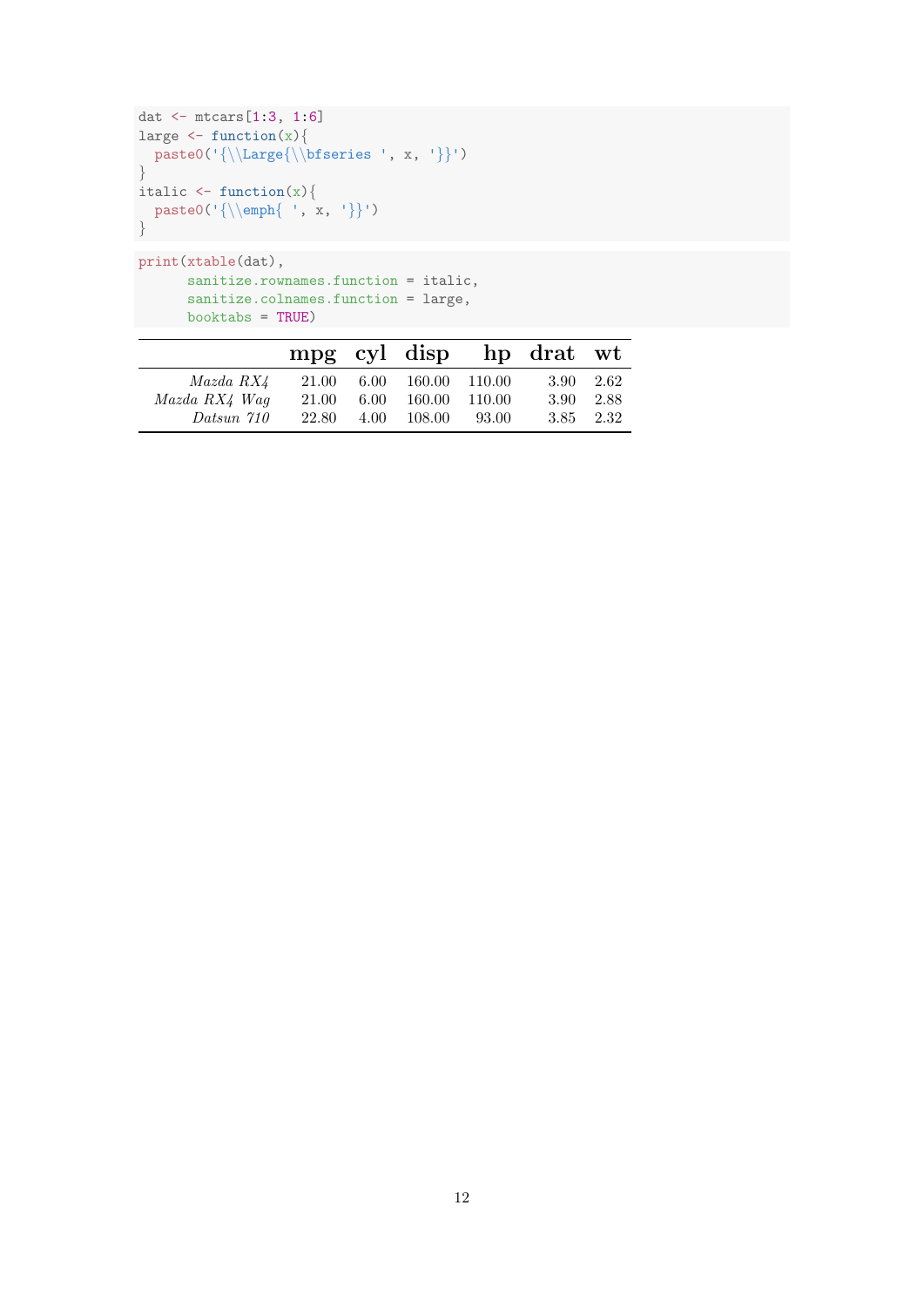```
dat <- mtcars[1:3, 1:6]
large <- function(x){
  paste0('{\\Large{\\bfseries ', x, '}}')
}
italic <- function(x){
  paste0('{\\emph{ ', x, '}}')
}
```

```
print(xtable(dat),
      sanitize.rownames.function = italic,
      sanitize.colnames.function = large,
      booktabs = TRUE)
```

| | **mpg** | **cyl** | **disp** | **hp** | **drat** | **wt** |
|---:|---:|---:|---:|---:|---:|---:|
| *Mazda RX4* | 21.00 | 6.00 | 160.00 | 110.00 | 3.90 | 2.62 |
| *Mazda RX4 Wag* | 21.00 | 6.00 | 160.00 | 110.00 | 3.90 | 2.88 |
| *Datsun 710* | 22.80 | 4.00 | 108.00 | 93.00 | 3.85 | 2.32 |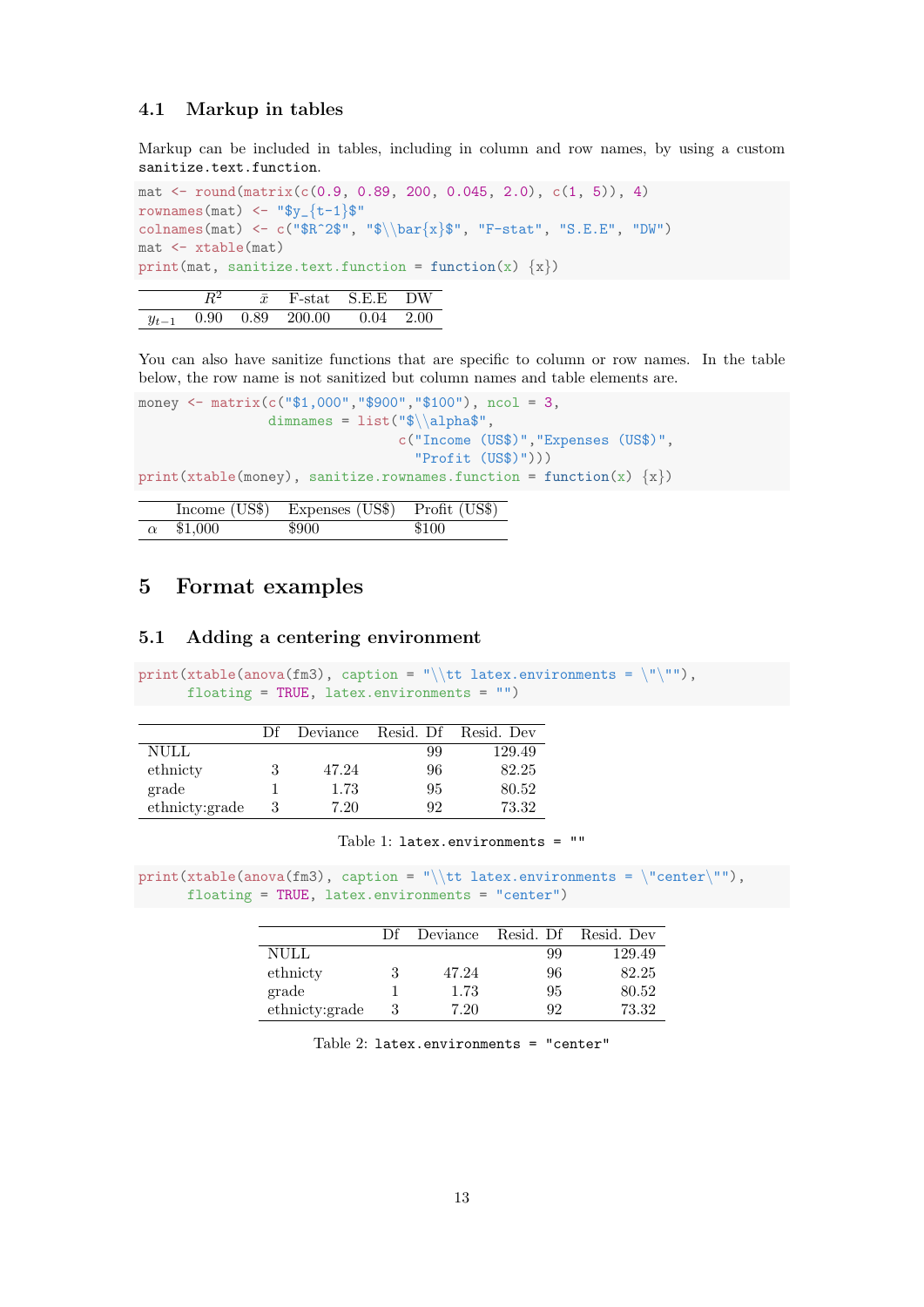### 4.1 Markup in tables

Markup can be included in tables, including in column and row names, by using a custom `sanitize.text.function`.

```
mat <- round(matrix(c(0.9, 0.89, 200, 0.045, 2.0), c(1, 5)), 4)
rownames(mat) <- "$y_{t-1}$"
colnames(mat) <- c("$R^2$", "$\\bar{x}$", "F-stat", "S.E.E", "DW")
mat <- xtable(mat)
print(mat, sanitize.text.function = function(x) {x})
```

| | $R^2$ | $\bar{x}$ | F-stat | S.E.E | DW |
|---|---|---|---|---|---|
| $y_{t-1}$ | 0.90 | 0.89 | 200.00 | 0.04 | 2.00 |

You can also have sanitize functions that are specific to column or row names. In the table below, the row name is not sanitized but column names and table elements are.

```
money <- matrix(c("$1,000","$900","$100"), ncol = 3,
                dimnames = list("$\\alpha$",
                                c("Income (US$)","Expenses (US$)",
                                  "Profit (US$)")))
print(xtable(money), sanitize.rownames.function = function(x) {x})
```

| | Income (US$) | Expenses (US$) | Profit (US$) |
|---|---|---|---|
| $\alpha$ | $1,000 | $900 | $100 |

# 5 Format examples

## 5.1 Adding a centering environment

```
print(xtable(anova(fm3), caption = "\\tt latex.environments = \"\""),
      floating = TRUE, latex.environments = "")
```

| | Df | Deviance | Resid. Df | Resid. Dev |
|---|---|---|---|---|
| NULL | | | 99 | 129.49 |
| ethnicty | 3 | 47.24 | 96 | 82.25 |
| grade | 1 | 1.73 | 95 | 80.52 |
| ethnicty:grade | 3 | 7.20 | 92 | 73.32 |

Table 1: `latex.environments = ""`

```
print(xtable(anova(fm3), caption = "\\tt latex.environments = \"center\""),
      floating = TRUE, latex.environments = "center")
```

| | Df | Deviance | Resid. Df | Resid. Dev |
|---|---|---|---|---|
| NULL | | | 99 | 129.49 |
| ethnicty | 3 | 47.24 | 96 | 82.25 |
| grade | 1 | 1.73 | 95 | 80.52 |
| ethnicty:grade | 3 | 7.20 | 92 | 73.32 |

Table 2: `latex.environments = "center"`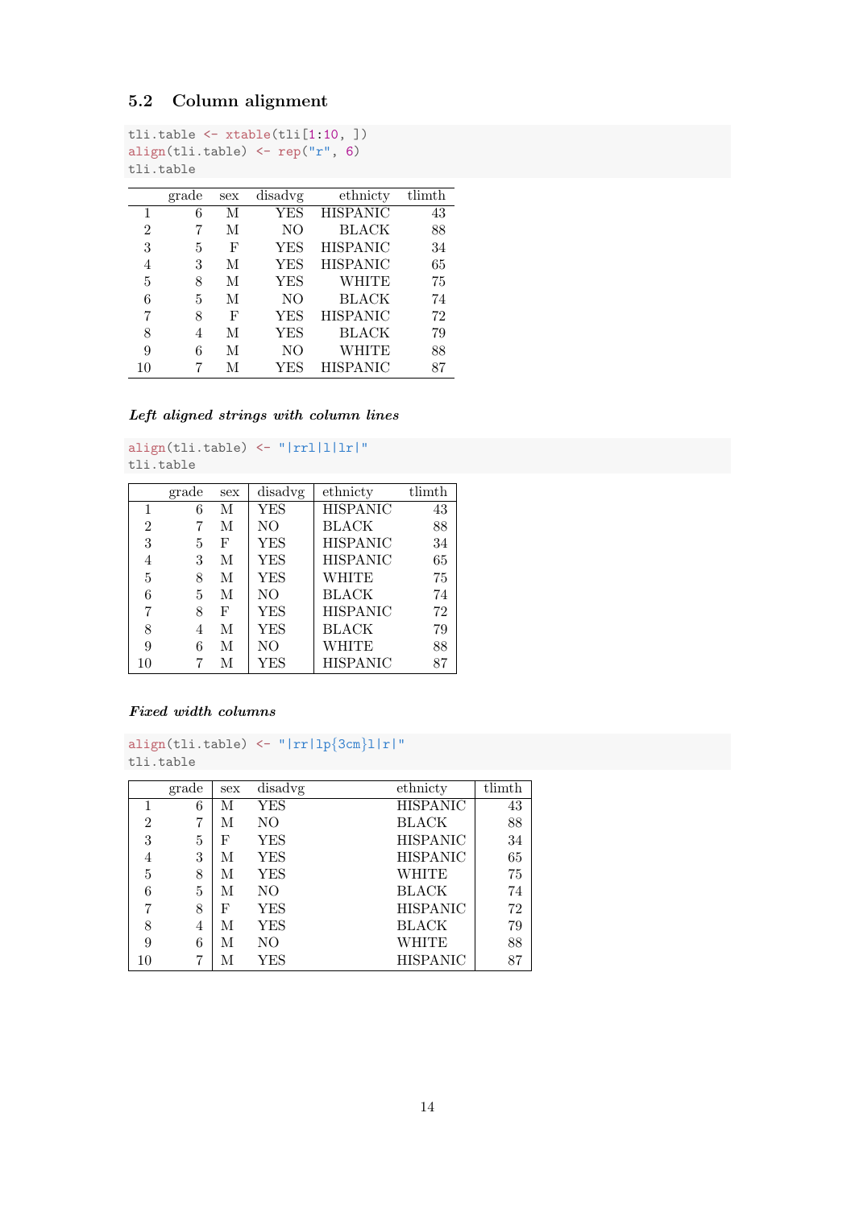### 5.2 Column alignment

```
tli.table <- xtable(tli[1:10, ])
align(tli.table) <- rep("r", 6)
tli.table
```

| | grade | sex | disadvg | ethnicty | tlimth |
|---:|---:|---:|---:|---:|---:|
| 1 | 6 | M | YES | HISPANIC | 43 |
| 2 | 7 | M | NO | BLACK | 88 |
| 3 | 5 | F | YES | HISPANIC | 34 |
| 4 | 3 | M | YES | HISPANIC | 65 |
| 5 | 8 | M | YES | WHITE | 75 |
| 6 | 5 | M | NO | BLACK | 74 |
| 7 | 8 | F | YES | HISPANIC | 72 |
| 8 | 4 | M | YES | BLACK | 79 |
| 9 | 6 | M | NO | WHITE | 88 |
| 10 | 7 | M | YES | HISPANIC | 87 |

***Left aligned strings with column lines***

```
align(tli.table) <- "|rrl|l|lr|"
tli.table
```

| | grade | sex | disadvg | ethnicty | tlimth |
|---:|---:|:---|:---|:---|---:|
| 1 | 6 | M | YES | HISPANIC | 43 |
| 2 | 7 | M | NO | BLACK | 88 |
| 3 | 5 | F | YES | HISPANIC | 34 |
| 4 | 3 | M | YES | HISPANIC | 65 |
| 5 | 8 | M | YES | WHITE | 75 |
| 6 | 5 | M | NO | BLACK | 74 |
| 7 | 8 | F | YES | HISPANIC | 72 |
| 8 | 4 | M | YES | BLACK | 79 |
| 9 | 6 | M | NO | WHITE | 88 |
| 10 | 7 | M | YES | HISPANIC | 87 |

***Fixed width columns***

```
align(tli.table) <- "|rr|lp{3cm}l|r|"
tli.table
```

| | grade | sex | disadvg | ethnicty | tlimth |
|---:|---:|:---|:---|:---|---:|
| 1 | 6 | M | YES | HISPANIC | 43 |
| 2 | 7 | M | NO | BLACK | 88 |
| 3 | 5 | F | YES | HISPANIC | 34 |
| 4 | 3 | M | YES | HISPANIC | 65 |
| 5 | 8 | M | YES | WHITE | 75 |
| 6 | 5 | M | NO | BLACK | 74 |
| 7 | 8 | F | YES | HISPANIC | 72 |
| 8 | 4 | M | YES | BLACK | 79 |
| 9 | 6 | M | NO | WHITE | 88 |
| 10 | 7 | M | YES | HISPANIC | 87 |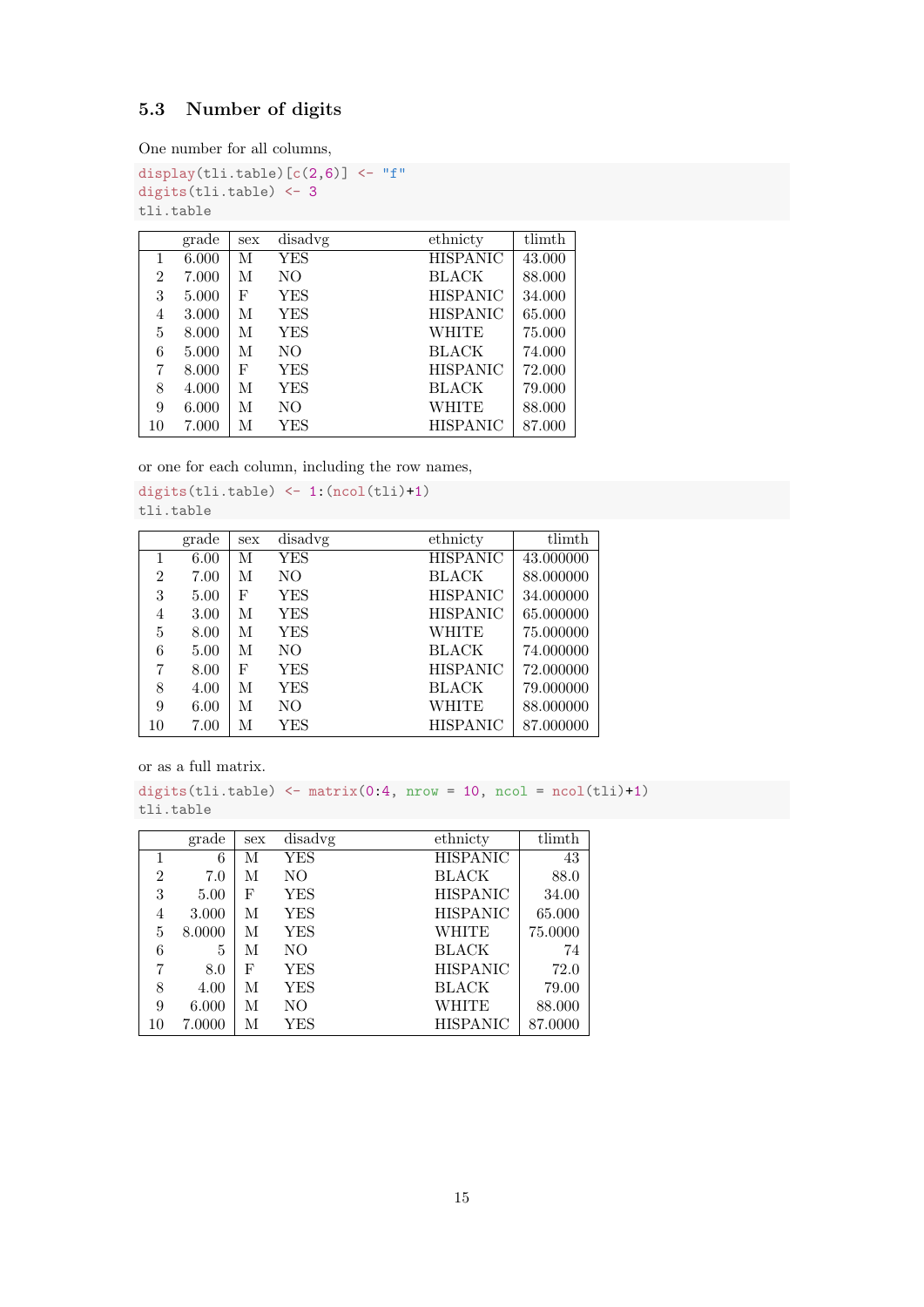### 5.3 Number of digits

One number for all columns,

```
display(tli.table)[c(2,6)] <- "f"
digits(tli.table) <- 3
tli.table
```

| | grade | sex | disadvg | ethnicty | tlimth |
|---|---|---|---|---|---|
| 1 | 6.000 | M | YES | HISPANIC | 43.000 |
| 2 | 7.000 | M | NO | BLACK | 88.000 |
| 3 | 5.000 | F | YES | HISPANIC | 34.000 |
| 4 | 3.000 | M | YES | HISPANIC | 65.000 |
| 5 | 8.000 | M | YES | WHITE | 75.000 |
| 6 | 5.000 | M | NO | BLACK | 74.000 |
| 7 | 8.000 | F | YES | HISPANIC | 72.000 |
| 8 | 4.000 | M | YES | BLACK | 79.000 |
| 9 | 6.000 | M | NO | WHITE | 88.000 |
| 10 | 7.000 | M | YES | HISPANIC | 87.000 |

or one for each column, including the row names,

```
digits(tli.table) <- 1:(ncol(tli)+1)
tli.table
```

| | grade | sex | disadvg | ethnicty | tlimth |
|---|---|---|---|---|---|
| 1 | 6.00 | M | YES | HISPANIC | 43.000000 |
| 2 | 7.00 | M | NO | BLACK | 88.000000 |
| 3 | 5.00 | F | YES | HISPANIC | 34.000000 |
| 4 | 3.00 | M | YES | HISPANIC | 65.000000 |
| 5 | 8.00 | M | YES | WHITE | 75.000000 |
| 6 | 5.00 | M | NO | BLACK | 74.000000 |
| 7 | 8.00 | F | YES | HISPANIC | 72.000000 |
| 8 | 4.00 | M | YES | BLACK | 79.000000 |
| 9 | 6.00 | M | NO | WHITE | 88.000000 |
| 10 | 7.00 | M | YES | HISPANIC | 87.000000 |

or as a full matrix.

```
digits(tli.table) <- matrix(0:4, nrow = 10, ncol = ncol(tli)+1)
tli.table
```

| | grade | sex | disadvg | ethnicty | tlimth |
|---|---|---|---|---|---|
| 1 | 6 | M | YES | HISPANIC | 43 |
| 2 | 7.0 | M | NO | BLACK | 88.0 |
| 3 | 5.00 | F | YES | HISPANIC | 34.00 |
| 4 | 3.000 | M | YES | HISPANIC | 65.000 |
| 5 | 8.0000 | M | YES | WHITE | 75.0000 |
| 6 | 5 | M | NO | BLACK | 74 |
| 7 | 8.0 | F | YES | HISPANIC | 72.0 |
| 8 | 4.00 | M | YES | BLACK | 79.00 |
| 9 | 6.000 | M | NO | WHITE | 88.000 |
| 10 | 7.0000 | M | YES | HISPANIC | 87.0000 |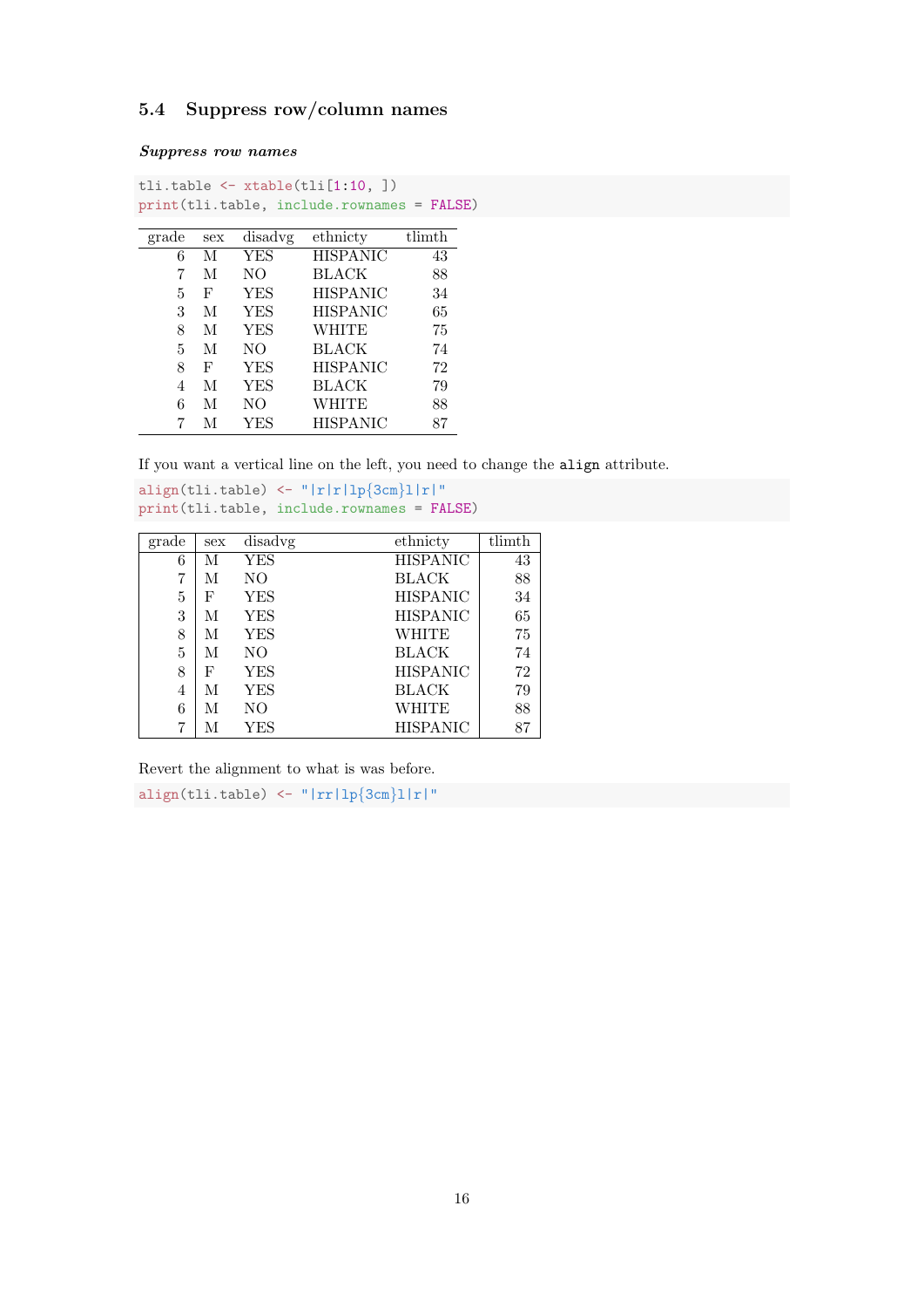### 5.4 Suppress row/column names

***Suppress row names***

```
tli.table <- xtable(tli[1:10, ])
print(tli.table, include.rownames = FALSE)
```

| grade | sex | disadvg | ethnicty | tlimth |
|---:|---|---|---|---:|
| 6 | M | YES | HISPANIC | 43 |
| 7 | M | NO | BLACK | 88 |
| 5 | F | YES | HISPANIC | 34 |
| 3 | M | YES | HISPANIC | 65 |
| 8 | M | YES | WHITE | 75 |
| 5 | M | NO | BLACK | 74 |
| 8 | F | YES | HISPANIC | 72 |
| 4 | M | YES | BLACK | 79 |
| 6 | M | NO | WHITE | 88 |
| 7 | M | YES | HISPANIC | 87 |

If you want a vertical line on the left, you need to change the align attribute.

```
align(tli.table) <- "|r|r|lp{3cm}l|r|"
print(tli.table, include.rownames = FALSE)
```

| grade | sex | disadvg | ethnicty | tlimth |
|---:|---|---|---|---:|
| 6 | M | YES | HISPANIC | 43 |
| 7 | M | NO | BLACK | 88 |
| 5 | F | YES | HISPANIC | 34 |
| 3 | M | YES | HISPANIC | 65 |
| 8 | M | YES | WHITE | 75 |
| 5 | M | NO | BLACK | 74 |
| 8 | F | YES | HISPANIC | 72 |
| 4 | M | YES | BLACK | 79 |
| 6 | M | NO | WHITE | 88 |
| 7 | M | YES | HISPANIC | 87 |

Revert the alignment to what is was before.

```
align(tli.table) <- "|rr|lp{3cm}l|r|"
```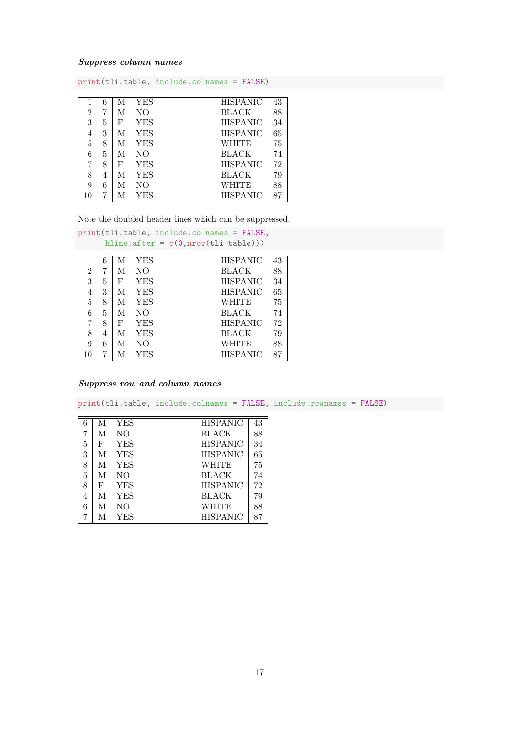#### *Suppress column names*

```
print(tli.table, include.colnames = FALSE)
```

| | | | | | |
|---|---|---|---|---|---|
| 1 | 6 | M | YES | HISPANIC | 43 |
| 2 | 7 | M | NO | BLACK | 88 |
| 3 | 5 | F | YES | HISPANIC | 34 |
| 4 | 3 | M | YES | HISPANIC | 65 |
| 5 | 8 | M | YES | WHITE | 75 |
| 6 | 5 | M | NO | BLACK | 74 |
| 7 | 8 | F | YES | HISPANIC | 72 |
| 8 | 4 | M | YES | BLACK | 79 |
| 9 | 6 | M | NO | WHITE | 88 |
| 10 | 7 | M | YES | HISPANIC | 87 |

Note the doubled header lines which can be suppressed.

```
print(tli.table, include.colnames = FALSE,
      hline.after = c(0,nrow(tli.table)))
```

| | | | | | |
|---|---|---|---|---|---|
| 1 | 6 | M | YES | HISPANIC | 43 |
| 2 | 7 | M | NO | BLACK | 88 |
| 3 | 5 | F | YES | HISPANIC | 34 |
| 4 | 3 | M | YES | HISPANIC | 65 |
| 5 | 8 | M | YES | WHITE | 75 |
| 6 | 5 | M | NO | BLACK | 74 |
| 7 | 8 | F | YES | HISPANIC | 72 |
| 8 | 4 | M | YES | BLACK | 79 |
| 9 | 6 | M | NO | WHITE | 88 |
| 10 | 7 | M | YES | HISPANIC | 87 |

#### *Suppress row and column names*

```
print(tli.table, include.colnames = FALSE, include.rownames = FALSE)
```

| | | | | |
|---|---|---|---|---|
| 6 | M | YES | HISPANIC | 43 |
| 7 | M | NO | BLACK | 88 |
| 5 | F | YES | HISPANIC | 34 |
| 3 | M | YES | HISPANIC | 65 |
| 8 | M | YES | WHITE | 75 |
| 5 | M | NO | BLACK | 74 |
| 8 | F | YES | HISPANIC | 72 |
| 4 | M | YES | BLACK | 79 |
| 6 | M | NO | WHITE | 88 |
| 7 | M | YES | HISPANIC | 87 |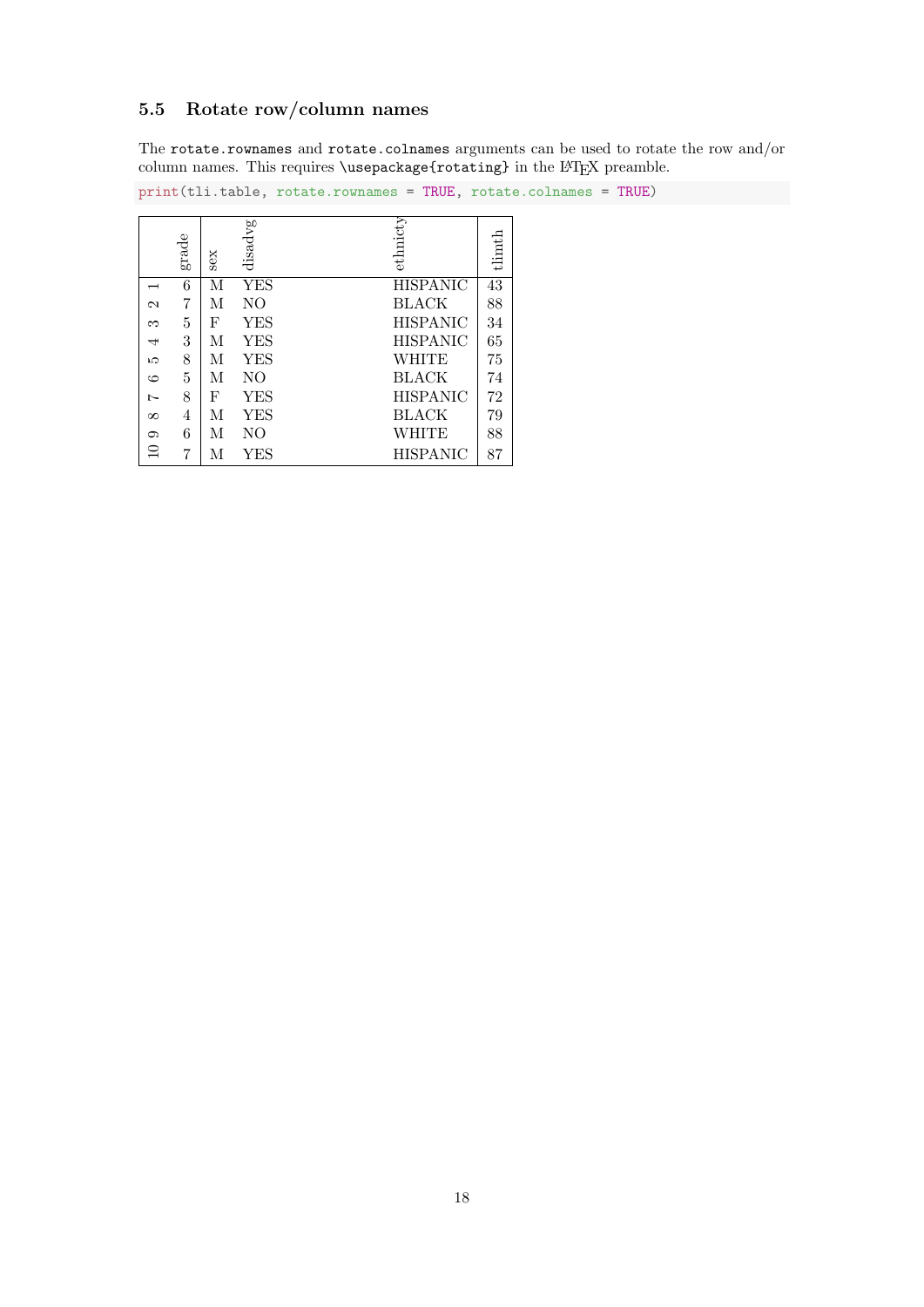### 5.5 Rotate row/column names

The `rotate.rownames` and `rotate.colnames` arguments can be used to rotate the row and/or column names. This requires `\usepackage{rotating}` in the LaTeX preamble.

```
print(tli.table, rotate.rownames = TRUE, rotate.colnames = TRUE)
```

| | grade | sex | disadvg | ethnicty | tlimth |
|---|---|---|---|---|---|
| 1 | 6 | M | YES | HISPANIC | 43 |
| 2 | 7 | M | NO | BLACK | 88 |
| 3 | 5 | F | YES | HISPANIC | 34 |
| 4 | 3 | M | YES | HISPANIC | 65 |
| 5 | 8 | M | YES | WHITE | 75 |
| 6 | 5 | M | NO | BLACK | 74 |
| 7 | 8 | F | YES | HISPANIC | 72 |
| 8 | 4 | M | YES | BLACK | 79 |
| 9 | 6 | M | NO | WHITE | 88 |
| 10 | 7 | M | YES | HISPANIC | 87 |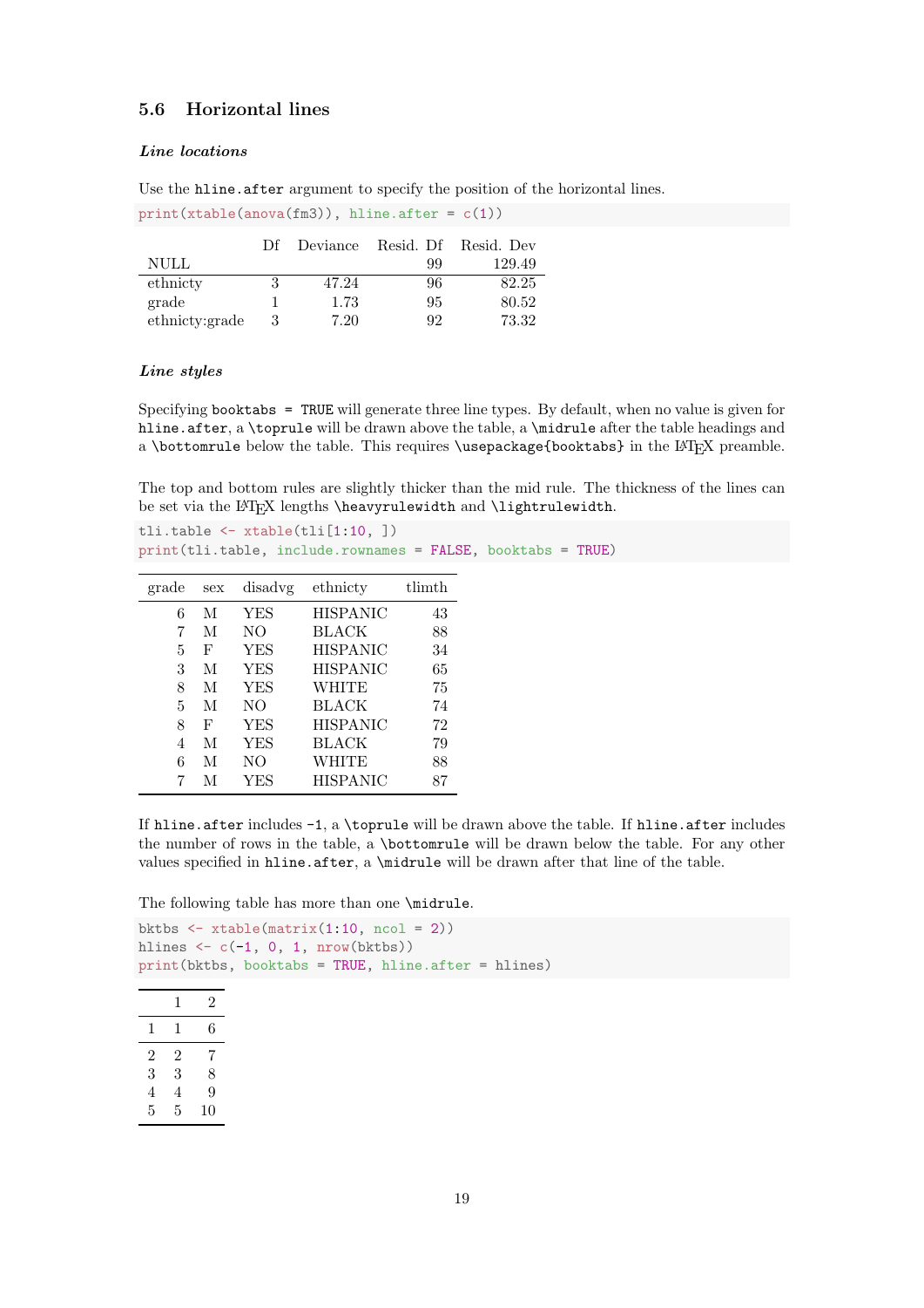## 5.6 Horizontal lines

#### *Line locations*

Use the `hline.after` argument to specify the position of the horizontal lines.

```
print(xtable(anova(fm3)), hline.after = c(1))
```

|  | Df | Deviance | Resid. Df | Resid. Dev |
|---|---|---|---|---|
| NULL |  |  | 99 | 129.49 |
| ethnicty | 3 | 47.24 | 96 | 82.25 |
| grade | 1 | 1.73 | 95 | 80.52 |
| ethnicty:grade | 3 | 7.20 | 92 | 73.32 |

#### *Line styles*

Specifying `booktabs = TRUE` will generate three line types. By default, when no value is given for `hline.after`, a `\toprule` will be drawn above the table, a `\midrule` after the table headings and a `\bottomrule` below the table. This requires `\usepackage{booktabs}` in the LaTeX preamble.

The top and bottom rules are slightly thicker than the mid rule. The thickness of the lines can be set via the LaTeX lengths `\heavyrulewidth` and `\lightrulewidth`.

```
tli.table <- xtable(tli[1:10, ])
print(tli.table, include.rownames = FALSE, booktabs = TRUE)
```

| grade | sex | disadvg | ethnicty | tlimth |
|---|---|---|---|---|
| 6 | M | YES | HISPANIC | 43 |
| 7 | M | NO | BLACK | 88 |
| 5 | F | YES | HISPANIC | 34 |
| 3 | M | YES | HISPANIC | 65 |
| 8 | M | YES | WHITE | 75 |
| 5 | M | NO | BLACK | 74 |
| 8 | F | YES | HISPANIC | 72 |
| 4 | M | YES | BLACK | 79 |
| 6 | M | NO | WHITE | 88 |
| 7 | M | YES | HISPANIC | 87 |

If `hline.after` includes `-1`, a `\toprule` will be drawn above the table. If `hline.after` includes the number of rows in the table, a `\bottomrule` will be drawn below the table. For any other values specified in `hline.after`, a `\midrule` will be drawn after that line of the table.

The following table has more than one `\midrule`.

```
bktbs <- xtable(matrix(1:10, ncol = 2))
hlines <- c(-1, 0, 1, nrow(bktbs))
print(bktbs, booktabs = TRUE, hline.after = hlines)
```

|  | 1 | 2 |
|---|---|---|
| 1 | 1 | 6 |
| 2 | 2 | 7 |
| 3 | 3 | 8 |
| 4 | 4 | 9 |
| 5 | 5 | 10 |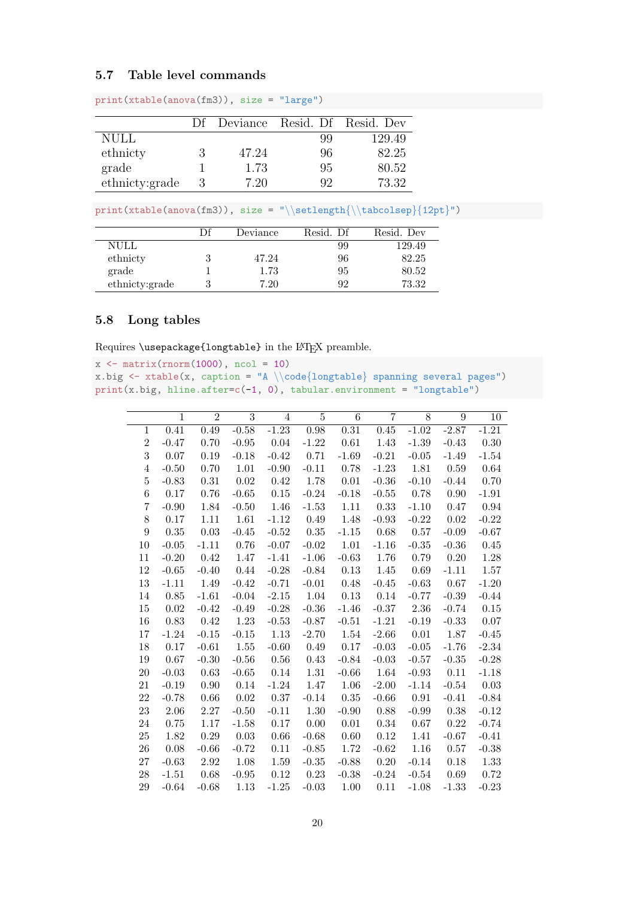### 5.7 Table level commands

```
print(xtable(anova(fm3)), size = "large")
```

| | Df | Deviance | Resid. Df | Resid. Dev |
|---|---|---|---|---|
| NULL | | | 99 | 129.49 |
| ethnicty | 3 | 47.24 | 96 | 82.25 |
| grade | 1 | 1.73 | 95 | 80.52 |
| ethnicty:grade | 3 | 7.20 | 92 | 73.32 |

```
print(xtable(anova(fm3)), size = "\\setlength{\\tabcolsep}{12pt}")
```

| | Df | Deviance | Resid. Df | Resid. Dev |
|---|---|---|---|---|
| NULL | | | 99 | 129.49 |
| ethnicty | 3 | 47.24 | 96 | 82.25 |
| grade | 1 | 1.73 | 95 | 80.52 |
| ethnicty:grade | 3 | 7.20 | 92 | 73.32 |

### 5.8 Long tables

Requires \usepackage{longtable} in the LaTeX preamble.

```
x <- matrix(rnorm(1000), ncol = 10)
x.big <- xtable(x, caption = "A \\code{longtable} spanning several pages")
print(x.big, hline.after=c(-1, 0), tabular.environment = "longtable")
```

| | 1 | 2 | 3 | 4 | 5 | 6 | 7 | 8 | 9 | 10 |
|---|---|---|---|---|---|---|---|---|---|---|
| 1 | 0.41 | 0.49 | -0.58 | -1.23 | 0.98 | 0.31 | 0.45 | -1.02 | -2.87 | -1.21 |
| 2 | -0.47 | 0.70 | -0.95 | 0.04 | -1.22 | 0.61 | 1.43 | -1.39 | -0.43 | 0.30 |
| 3 | 0.07 | 0.19 | -0.18 | -0.42 | 0.71 | -1.69 | -0.21 | -0.05 | -1.49 | -1.54 |
| 4 | -0.50 | 0.70 | 1.01 | -0.90 | -0.11 | 0.78 | -1.23 | 1.81 | 0.59 | 0.64 |
| 5 | -0.83 | 0.31 | 0.02 | 0.42 | 1.78 | 0.01 | -0.36 | -0.10 | -0.44 | 0.70 |
| 6 | 0.17 | 0.76 | -0.65 | 0.15 | -0.24 | -0.18 | -0.55 | 0.78 | 0.90 | -1.91 |
| 7 | -0.90 | 1.84 | -0.50 | 1.46 | -1.53 | 1.11 | 0.33 | -1.10 | 0.47 | 0.94 |
| 8 | 0.17 | 1.11 | 1.61 | -1.12 | 0.49 | 1.48 | -0.93 | -0.22 | 0.02 | -0.22 |
| 9 | 0.35 | 0.03 | -0.45 | -0.52 | 0.35 | -1.15 | 0.68 | 0.57 | -0.09 | -0.67 |
| 10 | -0.05 | -1.11 | 0.76 | -0.07 | -0.02 | 1.01 | -1.16 | -0.35 | -0.36 | 0.45 |
| 11 | -0.20 | 0.42 | 1.47 | -1.41 | -1.06 | -0.63 | 1.76 | 0.79 | 0.20 | 1.28 |
| 12 | -0.65 | -0.40 | 0.44 | -0.28 | -0.84 | 0.13 | 1.45 | 0.69 | -1.11 | 1.57 |
| 13 | -1.11 | 1.49 | -0.42 | -0.71 | -0.01 | 0.48 | -0.45 | -0.63 | 0.67 | -1.20 |
| 14 | 0.85 | -1.61 | -0.04 | -2.15 | 1.04 | 0.13 | 0.14 | -0.77 | -0.39 | -0.44 |
| 15 | 0.02 | -0.42 | -0.49 | -0.28 | -0.36 | -1.46 | -0.37 | 2.36 | -0.74 | 0.15 |
| 16 | 0.83 | 0.42 | 1.23 | -0.53 | -0.87 | -0.51 | -1.21 | -0.19 | -0.33 | 0.07 |
| 17 | -1.24 | -0.15 | -0.15 | 1.13 | -2.70 | 1.54 | -2.66 | 0.01 | 1.87 | -0.45 |
| 18 | 0.17 | -0.61 | 1.55 | -0.60 | 0.49 | 0.17 | -0.03 | -0.05 | -1.76 | -2.34 |
| 19 | 0.67 | -0.30 | -0.56 | 0.56 | 0.43 | -0.84 | -0.03 | -0.57 | -0.35 | -0.28 |
| 20 | -0.03 | 0.63 | -0.65 | 0.14 | 1.31 | -0.66 | 1.64 | -0.93 | 0.11 | -1.18 |
| 21 | -0.19 | 0.90 | 0.14 | -1.24 | 1.47 | 1.06 | -2.00 | -1.14 | -0.54 | 0.03 |
| 22 | -0.78 | 0.66 | 0.02 | 0.37 | -0.14 | 0.35 | -0.66 | 0.91 | -0.41 | -0.84 |
| 23 | 2.06 | 2.27 | -0.50 | -0.11 | 1.30 | -0.90 | 0.88 | -0.99 | 0.38 | -0.12 |
| 24 | 0.75 | 1.17 | -1.58 | 0.17 | 0.00 | 0.01 | 0.34 | 0.67 | 0.22 | -0.74 |
| 25 | 1.82 | 0.29 | 0.03 | 0.66 | -0.68 | 0.60 | 0.12 | 1.41 | -0.67 | -0.41 |
| 26 | 0.08 | -0.66 | -0.72 | 0.11 | -0.85 | 1.72 | -0.62 | 1.16 | 0.57 | -0.38 |
| 27 | -0.63 | 2.92 | 1.08 | 1.59 | -0.35 | -0.88 | 0.20 | -0.14 | 0.18 | 1.33 |
| 28 | -1.51 | 0.68 | -0.95 | 0.12 | 0.23 | -0.38 | -0.24 | -0.54 | 0.69 | 0.72 |
| 29 | -0.64 | -0.68 | 1.13 | -1.25 | -0.03 | 1.00 | 0.11 | -1.08 | -1.33 | -0.23 |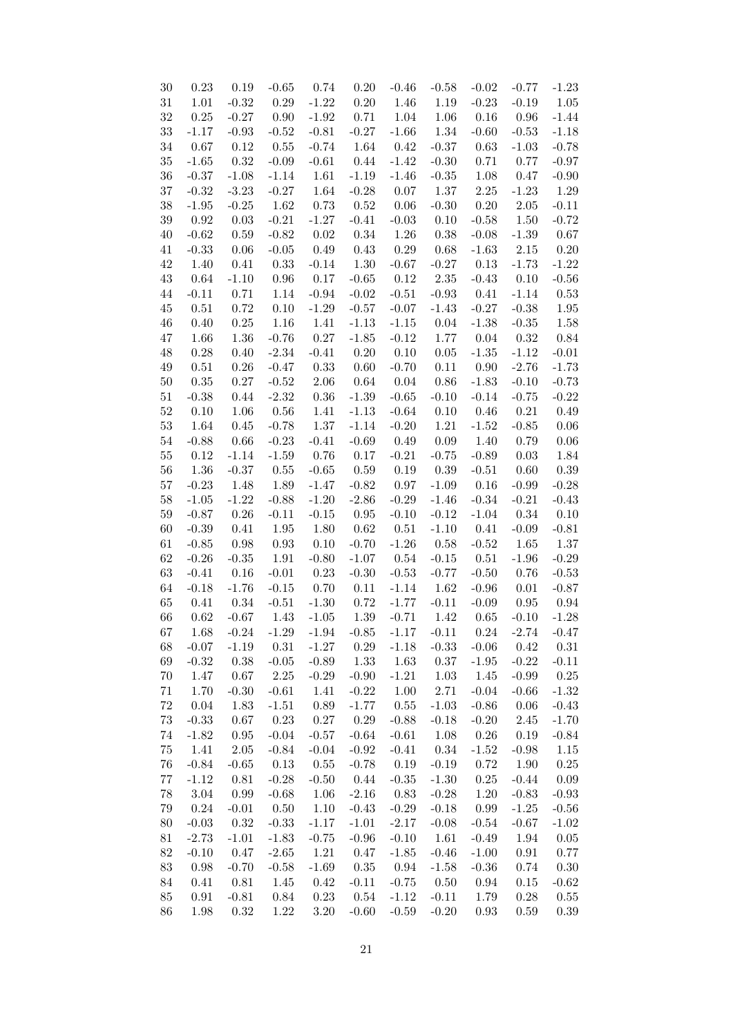| | | | | | | | | | | |
|---|---|---|---|---|---|---|---|---|---|---|
| 30 | 0.23 | 0.19 | -0.65 | 0.74 | 0.20 | -0.46 | -0.58 | -0.02 | -0.77 | -1.23 |
| 31 | 1.01 | -0.32 | 0.29 | -1.22 | 0.20 | 1.46 | 1.19 | -0.23 | -0.19 | 1.05 |
| 32 | 0.25 | -0.27 | 0.90 | -1.92 | 0.71 | 1.04 | 1.06 | 0.16 | 0.96 | -1.44 |
| 33 | -1.17 | -0.93 | -0.52 | -0.81 | -0.27 | -1.66 | 1.34 | -0.60 | -0.53 | -1.18 |
| 34 | 0.67 | 0.12 | 0.55 | -0.74 | 1.64 | 0.42 | -0.37 | 0.63 | -1.03 | -0.78 |
| 35 | -1.65 | 0.32 | -0.09 | -0.61 | 0.44 | -1.42 | -0.30 | 0.71 | 0.77 | -0.97 |
| 36 | -0.37 | -1.08 | -1.14 | 1.61 | -1.19 | -1.46 | -0.35 | 1.08 | 0.47 | -0.90 |
| 37 | -0.32 | -3.23 | -0.27 | 1.64 | -0.28 | 0.07 | 1.37 | 2.25 | -1.23 | 1.29 |
| 38 | -1.95 | -0.25 | 1.62 | 0.73 | 0.52 | 0.06 | -0.30 | 0.20 | 2.05 | -0.11 |
| 39 | 0.92 | 0.03 | -0.21 | -1.27 | -0.41 | -0.03 | 0.10 | -0.58 | 1.50 | -0.72 |
| 40 | -0.62 | 0.59 | -0.82 | 0.02 | 0.34 | 1.26 | 0.38 | -0.08 | -1.39 | 0.67 |
| 41 | -0.33 | 0.06 | -0.05 | 0.49 | 0.43 | 0.29 | 0.68 | -1.63 | 2.15 | 0.20 |
| 42 | 1.40 | 0.41 | 0.33 | -0.14 | 1.30 | -0.67 | -0.27 | 0.13 | -1.73 | -1.22 |
| 43 | 0.64 | -1.10 | 0.96 | 0.17 | -0.65 | 0.12 | 2.35 | -0.43 | 0.10 | -0.56 |
| 44 | -0.11 | 0.71 | 1.14 | -0.94 | -0.02 | -0.51 | -0.93 | 0.41 | -1.14 | 0.53 |
| 45 | 0.51 | 0.72 | 0.10 | -1.29 | -0.57 | -0.07 | -1.43 | -0.27 | -0.38 | 1.95 |
| 46 | 0.40 | 0.25 | 1.16 | 1.41 | -1.13 | -1.15 | 0.04 | -1.38 | -0.35 | 1.58 |
| 47 | 1.66 | 1.36 | -0.76 | 0.27 | -1.85 | -0.12 | 1.77 | 0.04 | 0.32 | 0.84 |
| 48 | 0.28 | 0.40 | -2.34 | -0.41 | 0.20 | 0.10 | 0.05 | -1.35 | -1.12 | -0.01 |
| 49 | 0.51 | 0.26 | -0.47 | 0.33 | 0.60 | -0.70 | 0.11 | 0.90 | -2.76 | -1.73 |
| 50 | 0.35 | 0.27 | -0.52 | 2.06 | 0.64 | 0.04 | 0.86 | -1.83 | -0.10 | -0.73 |
| 51 | -0.38 | 0.44 | -2.32 | 0.36 | -1.39 | -0.65 | -0.10 | -0.14 | -0.75 | -0.22 |
| 52 | 0.10 | 1.06 | 0.56 | 1.41 | -1.13 | -0.64 | 0.10 | 0.46 | 0.21 | 0.49 |
| 53 | 1.64 | 0.45 | -0.78 | 1.37 | -1.14 | -0.20 | 1.21 | -1.52 | -0.85 | 0.06 |
| 54 | -0.88 | 0.66 | -0.23 | -0.41 | -0.69 | 0.49 | 0.09 | 1.40 | 0.79 | 0.06 |
| 55 | 0.12 | -1.14 | -1.59 | 0.76 | 0.17 | -0.21 | -0.75 | -0.89 | 0.03 | 1.84 |
| 56 | 1.36 | -0.37 | 0.55 | -0.65 | 0.59 | 0.19 | 0.39 | -0.51 | 0.60 | 0.39 |
| 57 | -0.23 | 1.48 | 1.89 | -1.47 | -0.82 | 0.97 | -1.09 | 0.16 | -0.99 | -0.28 |
| 58 | -1.05 | -1.22 | -0.88 | -1.20 | -2.86 | -0.29 | -1.46 | -0.34 | -0.21 | -0.43 |
| 59 | -0.87 | 0.26 | -0.11 | -0.15 | 0.95 | -0.10 | -0.12 | -1.04 | 0.34 | 0.10 |
| 60 | -0.39 | 0.41 | 1.95 | 1.80 | 0.62 | 0.51 | -1.10 | 0.41 | -0.09 | -0.81 |
| 61 | -0.85 | 0.98 | 0.93 | 0.10 | -0.70 | -1.26 | 0.58 | -0.52 | 1.65 | 1.37 |
| 62 | -0.26 | -0.35 | 1.91 | -0.80 | -1.07 | 0.54 | -0.15 | 0.51 | -1.96 | -0.29 |
| 63 | -0.41 | 0.16 | -0.01 | 0.23 | -0.30 | -0.53 | -0.77 | -0.50 | 0.76 | -0.53 |
| 64 | -0.18 | -1.76 | -0.15 | 0.70 | 0.11 | -1.14 | 1.62 | -0.96 | 0.01 | -0.87 |
| 65 | 0.41 | 0.34 | -0.51 | -1.30 | 0.72 | -1.77 | -0.11 | -0.09 | 0.95 | 0.94 |
| 66 | 0.62 | -0.67 | 1.43 | -1.05 | 1.39 | -0.71 | 1.42 | 0.65 | -0.10 | -1.28 |
| 67 | 1.68 | -0.24 | -1.29 | -1.94 | -0.85 | -1.17 | -0.11 | 0.24 | -2.74 | -0.47 |
| 68 | -0.07 | -1.19 | 0.31 | -1.27 | 0.29 | -1.18 | -0.33 | -0.06 | 0.42 | 0.31 |
| 69 | -0.32 | 0.38 | -0.05 | -0.89 | 1.33 | 1.63 | 0.37 | -1.95 | -0.22 | -0.11 |
| 70 | 1.47 | 0.67 | 2.25 | -0.29 | -0.90 | -1.21 | 1.03 | 1.45 | -0.99 | 0.25 |
| 71 | 1.70 | -0.30 | -0.61 | 1.41 | -0.22 | 1.00 | 2.71 | -0.04 | -0.66 | -1.32 |
| 72 | 0.04 | 1.83 | -1.51 | 0.89 | -1.77 | 0.55 | -1.03 | -0.86 | 0.06 | -0.43 |
| 73 | -0.33 | 0.67 | 0.23 | 0.27 | 0.29 | -0.88 | -0.18 | -0.20 | 2.45 | -1.70 |
| 74 | -1.82 | 0.95 | -0.04 | -0.57 | -0.64 | -0.61 | 1.08 | 0.26 | 0.19 | -0.84 |
| 75 | 1.41 | 2.05 | -0.84 | -0.04 | -0.92 | -0.41 | 0.34 | -1.52 | -0.98 | 1.15 |
| 76 | -0.84 | -0.65 | 0.13 | 0.55 | -0.78 | 0.19 | -0.19 | 0.72 | 1.90 | 0.25 |
| 77 | -1.12 | 0.81 | -0.28 | -0.50 | 0.44 | -0.35 | -1.30 | 0.25 | -0.44 | 0.09 |
| 78 | 3.04 | 0.99 | -0.68 | 1.06 | -2.16 | 0.83 | -0.28 | 1.20 | -0.83 | -0.93 |
| 79 | 0.24 | -0.01 | 0.50 | 1.10 | -0.43 | -0.29 | -0.18 | 0.99 | -1.25 | -0.56 |
| 80 | -0.03 | 0.32 | -0.33 | -1.17 | -1.01 | -2.17 | -0.08 | -0.54 | -0.67 | -1.02 |
| 81 | -2.73 | -1.01 | -1.83 | -0.75 | -0.96 | -0.10 | 1.61 | -0.49 | 1.94 | 0.05 |
| 82 | -0.10 | 0.47 | -2.65 | 1.21 | 0.47 | -1.85 | -0.46 | -1.00 | 0.91 | 0.77 |
| 83 | 0.98 | -0.70 | -0.58 | -1.69 | 0.35 | 0.94 | -1.58 | -0.36 | 0.74 | 0.30 |
| 84 | 0.41 | 0.81 | 1.45 | 0.42 | -0.11 | -0.75 | 0.50 | 0.94 | 0.15 | -0.62 |
| 85 | 0.91 | -0.81 | 0.84 | 0.23 | 0.54 | -1.12 | -0.11 | 1.79 | 0.28 | 0.55 |
| 86 | 1.98 | 0.32 | 1.22 | 3.20 | -0.60 | -0.59 | -0.20 | 0.93 | 0.59 | 0.39 |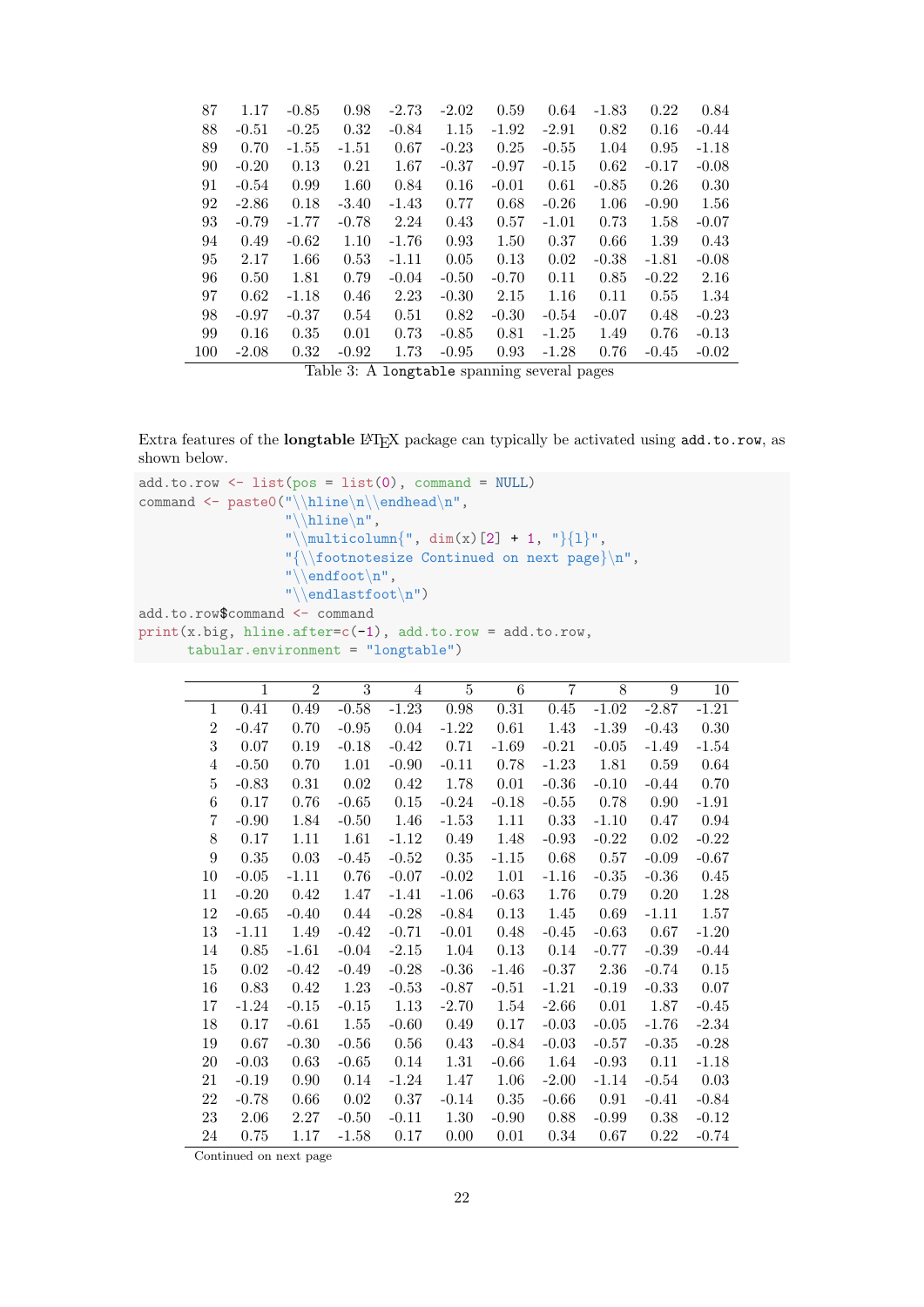| | | | | | | | | | | |
|---|---|---|---|---|---|---|---|---|---|---|
| 87 | 1.17 | -0.85 | 0.98 | -2.73 | -2.02 | 0.59 | 0.64 | -1.83 | 0.22 | 0.84 |
| 88 | -0.51 | -0.25 | 0.32 | -0.84 | 1.15 | -1.92 | -2.91 | 0.82 | 0.16 | -0.44 |
| 89 | 0.70 | -1.55 | -1.51 | 0.67 | -0.23 | 0.25 | -0.55 | 1.04 | 0.95 | -1.18 |
| 90 | -0.20 | 0.13 | 0.21 | 1.67 | -0.37 | -0.97 | -0.15 | 0.62 | -0.17 | -0.08 |
| 91 | -0.54 | 0.99 | 1.60 | 0.84 | 0.16 | -0.01 | 0.61 | -0.85 | 0.26 | 0.30 |
| 92 | -2.86 | 0.18 | -3.40 | -1.43 | 0.77 | 0.68 | -0.26 | 1.06 | -0.90 | 1.56 |
| 93 | -0.79 | -1.77 | -0.78 | 2.24 | 0.43 | 0.57 | -1.01 | 0.73 | 1.58 | -0.07 |
| 94 | 0.49 | -0.62 | 1.10 | -1.76 | 0.93 | 1.50 | 0.37 | 0.66 | 1.39 | 0.43 |
| 95 | 2.17 | 1.66 | 0.53 | -1.11 | 0.05 | 0.13 | 0.02 | -0.38 | -1.81 | -0.08 |
| 96 | 0.50 | 1.81 | 0.79 | -0.04 | -0.50 | -0.70 | 0.11 | 0.85 | -0.22 | 2.16 |
| 97 | 0.62 | -1.18 | 0.46 | 2.23 | -0.30 | 2.15 | 1.16 | 0.11 | 0.55 | 1.34 |
| 98 | -0.97 | -0.37 | 0.54 | 0.51 | 0.82 | -0.30 | -0.54 | -0.07 | 0.48 | -0.23 |
| 99 | 0.16 | 0.35 | 0.01 | 0.73 | -0.85 | 0.81 | -1.25 | 1.49 | 0.76 | -0.13 |
| 100 | -2.08 | 0.32 | -0.92 | 1.73 | -0.95 | 0.93 | -1.28 | 0.76 | -0.45 | -0.02 |

Table 3: A `longtable` spanning several pages

Extra features of the **longtable** LaTeX package can typically be activated using `add.to.row`, as shown below.

```
add.to.row <- list(pos = list(0), command = NULL)
command <- paste0("\\hline\n\\endhead\n",
                  "\\hline\n",
                  "\\multicolumn{", dim(x)[2] + 1, "}{l}",
                  "{\\footnotesize Continued on next page}\n",
                  "\\endfoot\n",
                  "\\endlastfoot\n")
add.to.row$command <- command
print(x.big, hline.after=c(-1), add.to.row = add.to.row,
      tabular.environment = "longtable")
```

| | 1 | 2 | 3 | 4 | 5 | 6 | 7 | 8 | 9 | 10 |
|---|---|---|---|---|---|---|---|---|---|---|
| 1 | 0.41 | 0.49 | -0.58 | -1.23 | 0.98 | 0.31 | 0.45 | -1.02 | -2.87 | -1.21 |
| 2 | -0.47 | 0.70 | -0.95 | 0.04 | -1.22 | 0.61 | 1.43 | -1.39 | -0.43 | 0.30 |
| 3 | 0.07 | 0.19 | -0.18 | -0.42 | 0.71 | -1.69 | -0.21 | -0.05 | -1.49 | -1.54 |
| 4 | -0.50 | 0.70 | 1.01 | -0.90 | -0.11 | 0.78 | -1.23 | 1.81 | 0.59 | 0.64 |
| 5 | -0.83 | 0.31 | 0.02 | 0.42 | 1.78 | 0.01 | -0.36 | -0.10 | -0.44 | 0.70 |
| 6 | 0.17 | 0.76 | -0.65 | 0.15 | -0.24 | -0.18 | -0.55 | 0.78 | 0.90 | -1.91 |
| 7 | -0.90 | 1.84 | -0.50 | 1.46 | -1.53 | 1.11 | 0.33 | -1.10 | 0.47 | 0.94 |
| 8 | 0.17 | 1.11 | 1.61 | -1.12 | 0.49 | 1.48 | -0.93 | -0.22 | 0.02 | -0.22 |
| 9 | 0.35 | 0.03 | -0.45 | -0.52 | 0.35 | -1.15 | 0.68 | 0.57 | -0.09 | -0.67 |
| 10 | -0.05 | -1.11 | 0.76 | -0.07 | -0.02 | 1.01 | -1.16 | -0.35 | -0.36 | 0.45 |
| 11 | -0.20 | 0.42 | 1.47 | -1.41 | -1.06 | -0.63 | 1.76 | 0.79 | 0.20 | 1.28 |
| 12 | -0.65 | -0.40 | 0.44 | -0.28 | -0.84 | 0.13 | 1.45 | 0.69 | -1.11 | 1.57 |
| 13 | -1.11 | 1.49 | -0.42 | -0.71 | -0.01 | 0.48 | -0.45 | -0.63 | 0.67 | -1.20 |
| 14 | 0.85 | -1.61 | -0.04 | -2.15 | 1.04 | 0.13 | 0.14 | -0.77 | -0.39 | -0.44 |
| 15 | 0.02 | -0.42 | -0.49 | -0.28 | -0.36 | -1.46 | -0.37 | 2.36 | -0.74 | 0.15 |
| 16 | 0.83 | 0.42 | 1.23 | -0.53 | -0.87 | -0.51 | -1.21 | -0.19 | -0.33 | 0.07 |
| 17 | -1.24 | -0.15 | -0.15 | 1.13 | -2.70 | 1.54 | -2.66 | 0.01 | 1.87 | -0.45 |
| 18 | 0.17 | -0.61 | 1.55 | -0.60 | 0.49 | 0.17 | -0.03 | -0.05 | -1.76 | -2.34 |
| 19 | 0.67 | -0.30 | -0.56 | 0.56 | 0.43 | -0.84 | -0.03 | -0.57 | -0.35 | -0.28 |
| 20 | -0.03 | 0.63 | -0.65 | 0.14 | 1.31 | -0.66 | 1.64 | -0.93 | 0.11 | -1.18 |
| 21 | -0.19 | 0.90 | 0.14 | -1.24 | 1.47 | 1.06 | -2.00 | -1.14 | -0.54 | 0.03 |
| 22 | -0.78 | 0.66 | 0.02 | 0.37 | -0.14 | 0.35 | -0.66 | 0.91 | -0.41 | -0.84 |
| 23 | 2.06 | 2.27 | -0.50 | -0.11 | 1.30 | -0.90 | 0.88 | -0.99 | 0.38 | -0.12 |
| 24 | 0.75 | 1.17 | -1.58 | 0.17 | 0.00 | 0.01 | 0.34 | 0.67 | 0.22 | -0.74 |

Continued on next page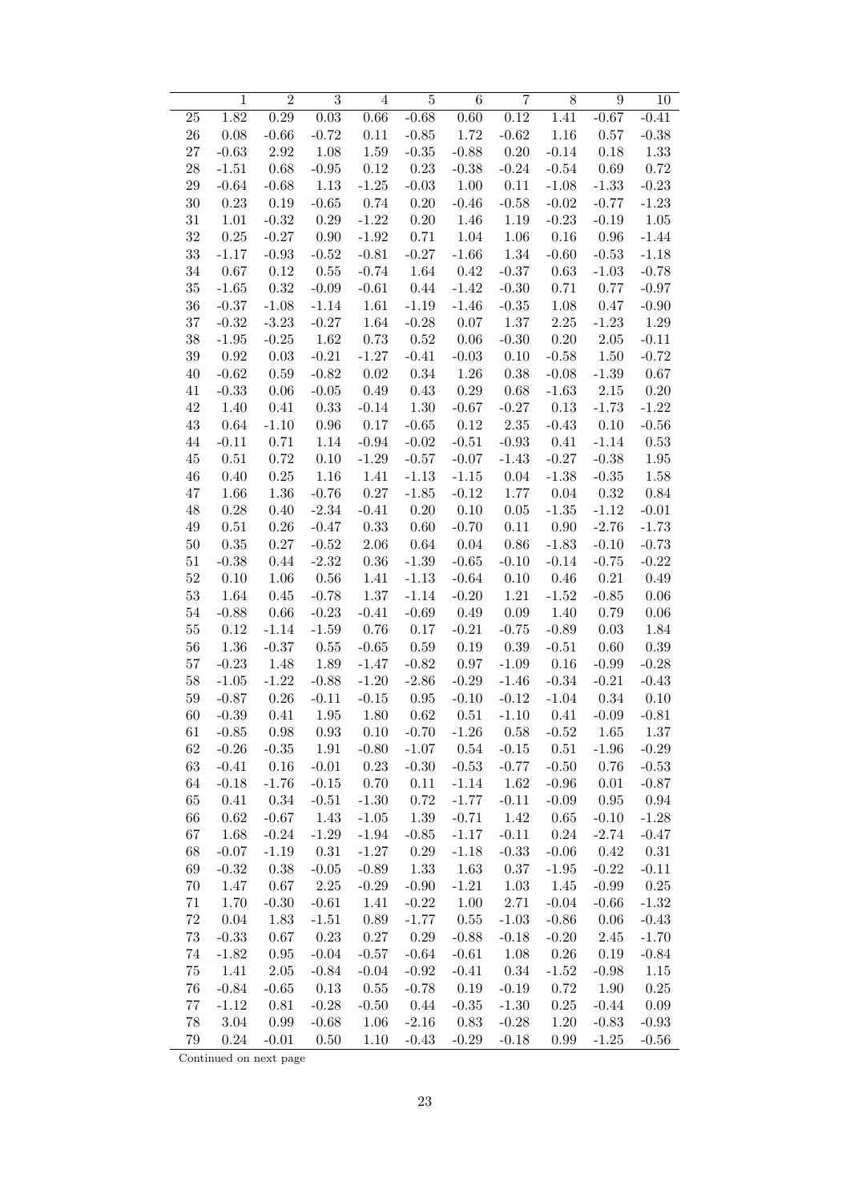|  | 1 | 2 | 3 | 4 | 5 | 6 | 7 | 8 | 9 | 10 |
|---|---|---|---|---|---|---|---|---|---|---|
| 25 | 1.82 | 0.29 | 0.03 | 0.66 | -0.68 | 0.60 | 0.12 | 1.41 | -0.67 | -0.41 |
| 26 | 0.08 | -0.66 | -0.72 | 0.11 | -0.85 | 1.72 | -0.62 | 1.16 | 0.57 | -0.38 |
| 27 | -0.63 | 2.92 | 1.08 | 1.59 | -0.35 | -0.88 | 0.20 | -0.14 | 0.18 | 1.33 |
| 28 | -1.51 | 0.68 | -0.95 | 0.12 | 0.23 | -0.38 | -0.24 | -0.54 | 0.69 | 0.72 |
| 29 | -0.64 | -0.68 | 1.13 | -1.25 | -0.03 | 1.00 | 0.11 | -1.08 | -1.33 | -0.23 |
| 30 | 0.23 | 0.19 | -0.65 | 0.74 | 0.20 | -0.46 | -0.58 | -0.02 | -0.77 | -1.23 |
| 31 | 1.01 | -0.32 | 0.29 | -1.22 | 0.20 | 1.46 | 1.19 | -0.23 | -0.19 | 1.05 |
| 32 | 0.25 | -0.27 | 0.90 | -1.92 | 0.71 | 1.04 | 1.06 | 0.16 | 0.96 | -1.44 |
| 33 | -1.17 | -0.93 | -0.52 | -0.81 | -0.27 | -1.66 | 1.34 | -0.60 | -0.53 | -1.18 |
| 34 | 0.67 | 0.12 | 0.55 | -0.74 | 1.64 | 0.42 | -0.37 | 0.63 | -1.03 | -0.78 |
| 35 | -1.65 | 0.32 | -0.09 | -0.61 | 0.44 | -1.42 | -0.30 | 0.71 | 0.77 | -0.97 |
| 36 | -0.37 | -1.08 | -1.14 | 1.61 | -1.19 | -1.46 | -0.35 | 1.08 | 0.47 | -0.90 |
| 37 | -0.32 | -3.23 | -0.27 | 1.64 | -0.28 | 0.07 | 1.37 | 2.25 | -1.23 | 1.29 |
| 38 | -1.95 | -0.25 | 1.62 | 0.73 | 0.52 | 0.06 | -0.30 | 0.20 | 2.05 | -0.11 |
| 39 | 0.92 | 0.03 | -0.21 | -1.27 | -0.41 | -0.03 | 0.10 | -0.58 | 1.50 | -0.72 |
| 40 | -0.62 | 0.59 | -0.82 | 0.02 | 0.34 | 1.26 | 0.38 | -0.08 | -1.39 | 0.67 |
| 41 | -0.33 | 0.06 | -0.05 | 0.49 | 0.43 | 0.29 | 0.68 | -1.63 | 2.15 | 0.20 |
| 42 | 1.40 | 0.41 | 0.33 | -0.14 | 1.30 | -0.67 | -0.27 | 0.13 | -1.73 | -1.22 |
| 43 | 0.64 | -1.10 | 0.96 | 0.17 | -0.65 | 0.12 | 2.35 | -0.43 | 0.10 | -0.56 |
| 44 | -0.11 | 0.71 | 1.14 | -0.94 | -0.02 | -0.51 | -0.93 | 0.41 | -1.14 | 0.53 |
| 45 | 0.51 | 0.72 | 0.10 | -1.29 | -0.57 | -0.07 | -1.43 | -0.27 | -0.38 | 1.95 |
| 46 | 0.40 | 0.25 | 1.16 | 1.41 | -1.13 | -1.15 | 0.04 | -1.38 | -0.35 | 1.58 |
| 47 | 1.66 | 1.36 | -0.76 | 0.27 | -1.85 | -0.12 | 1.77 | 0.04 | 0.32 | 0.84 |
| 48 | 0.28 | 0.40 | -2.34 | -0.41 | 0.20 | 0.10 | 0.05 | -1.35 | -1.12 | -0.01 |
| 49 | 0.51 | 0.26 | -0.47 | 0.33 | 0.60 | -0.70 | 0.11 | 0.90 | -2.76 | -1.73 |
| 50 | 0.35 | 0.27 | -0.52 | 2.06 | 0.64 | 0.04 | 0.86 | -1.83 | -0.10 | -0.73 |
| 51 | -0.38 | 0.44 | -2.32 | 0.36 | -1.39 | -0.65 | -0.10 | -0.14 | -0.75 | -0.22 |
| 52 | 0.10 | 1.06 | 0.56 | 1.41 | -1.13 | -0.64 | 0.10 | 0.46 | 0.21 | 0.49 |
| 53 | 1.64 | 0.45 | -0.78 | 1.37 | -1.14 | -0.20 | 1.21 | -1.52 | -0.85 | 0.06 |
| 54 | -0.88 | 0.66 | -0.23 | -0.41 | -0.69 | 0.49 | 0.09 | 1.40 | 0.79 | 0.06 |
| 55 | 0.12 | -1.14 | -1.59 | 0.76 | 0.17 | -0.21 | -0.75 | -0.89 | 0.03 | 1.84 |
| 56 | 1.36 | -0.37 | 0.55 | -0.65 | 0.59 | 0.19 | 0.39 | -0.51 | 0.60 | 0.39 |
| 57 | -0.23 | 1.48 | 1.89 | -1.47 | -0.82 | 0.97 | -1.09 | 0.16 | -0.99 | -0.28 |
| 58 | -1.05 | -1.22 | -0.88 | -1.20 | -2.86 | -0.29 | -1.46 | -0.34 | -0.21 | -0.43 |
| 59 | -0.87 | 0.26 | -0.11 | -0.15 | 0.95 | -0.10 | -0.12 | -1.04 | 0.34 | 0.10 |
| 60 | -0.39 | 0.41 | 1.95 | 1.80 | 0.62 | 0.51 | -1.10 | 0.41 | -0.09 | -0.81 |
| 61 | -0.85 | 0.98 | 0.93 | 0.10 | -0.70 | -1.26 | 0.58 | -0.52 | 1.65 | 1.37 |
| 62 | -0.26 | -0.35 | 1.91 | -0.80 | -1.07 | 0.54 | -0.15 | 0.51 | -1.96 | -0.29 |
| 63 | -0.41 | 0.16 | -0.01 | 0.23 | -0.30 | -0.53 | -0.77 | -0.50 | 0.76 | -0.53 |
| 64 | -0.18 | -1.76 | -0.15 | 0.70 | 0.11 | -1.14 | 1.62 | -0.96 | 0.01 | -0.87 |
| 65 | 0.41 | 0.34 | -0.51 | -1.30 | 0.72 | -1.77 | -0.11 | -0.09 | 0.95 | 0.94 |
| 66 | 0.62 | -0.67 | 1.43 | -1.05 | 1.39 | -0.71 | 1.42 | 0.65 | -0.10 | -1.28 |
| 67 | 1.68 | -0.24 | -1.29 | -1.94 | -0.85 | -1.17 | -0.11 | 0.24 | -2.74 | -0.47 |
| 68 | -0.07 | -1.19 | 0.31 | -1.27 | 0.29 | -1.18 | -0.33 | -0.06 | 0.42 | 0.31 |
| 69 | -0.32 | 0.38 | -0.05 | -0.89 | 1.33 | 1.63 | 0.37 | -1.95 | -0.22 | -0.11 |
| 70 | 1.47 | 0.67 | 2.25 | -0.29 | -0.90 | -1.21 | 1.03 | 1.45 | -0.99 | 0.25 |
| 71 | 1.70 | -0.30 | -0.61 | 1.41 | -0.22 | 1.00 | 2.71 | -0.04 | -0.66 | -1.32 |
| 72 | 0.04 | 1.83 | -1.51 | 0.89 | -1.77 | 0.55 | -1.03 | -0.86 | 0.06 | -0.43 |
| 73 | -0.33 | 0.67 | 0.23 | 0.27 | 0.29 | -0.88 | -0.18 | -0.20 | 2.45 | -1.70 |
| 74 | -1.82 | 0.95 | -0.04 | -0.57 | -0.64 | -0.61 | 1.08 | 0.26 | 0.19 | -0.84 |
| 75 | 1.41 | 2.05 | -0.84 | -0.04 | -0.92 | -0.41 | 0.34 | -1.52 | -0.98 | 1.15 |
| 76 | -0.84 | -0.65 | 0.13 | 0.55 | -0.78 | 0.19 | -0.19 | 0.72 | 1.90 | 0.25 |
| 77 | -1.12 | 0.81 | -0.28 | -0.50 | 0.44 | -0.35 | -1.30 | 0.25 | -0.44 | 0.09 |
| 78 | 3.04 | 0.99 | -0.68 | 1.06 | -2.16 | 0.83 | -0.28 | 1.20 | -0.83 | -0.93 |
| 79 | 0.24 | -0.01 | 0.50 | 1.10 | -0.43 | -0.29 | -0.18 | 0.99 | -1.25 | -0.56 |

Continued on next page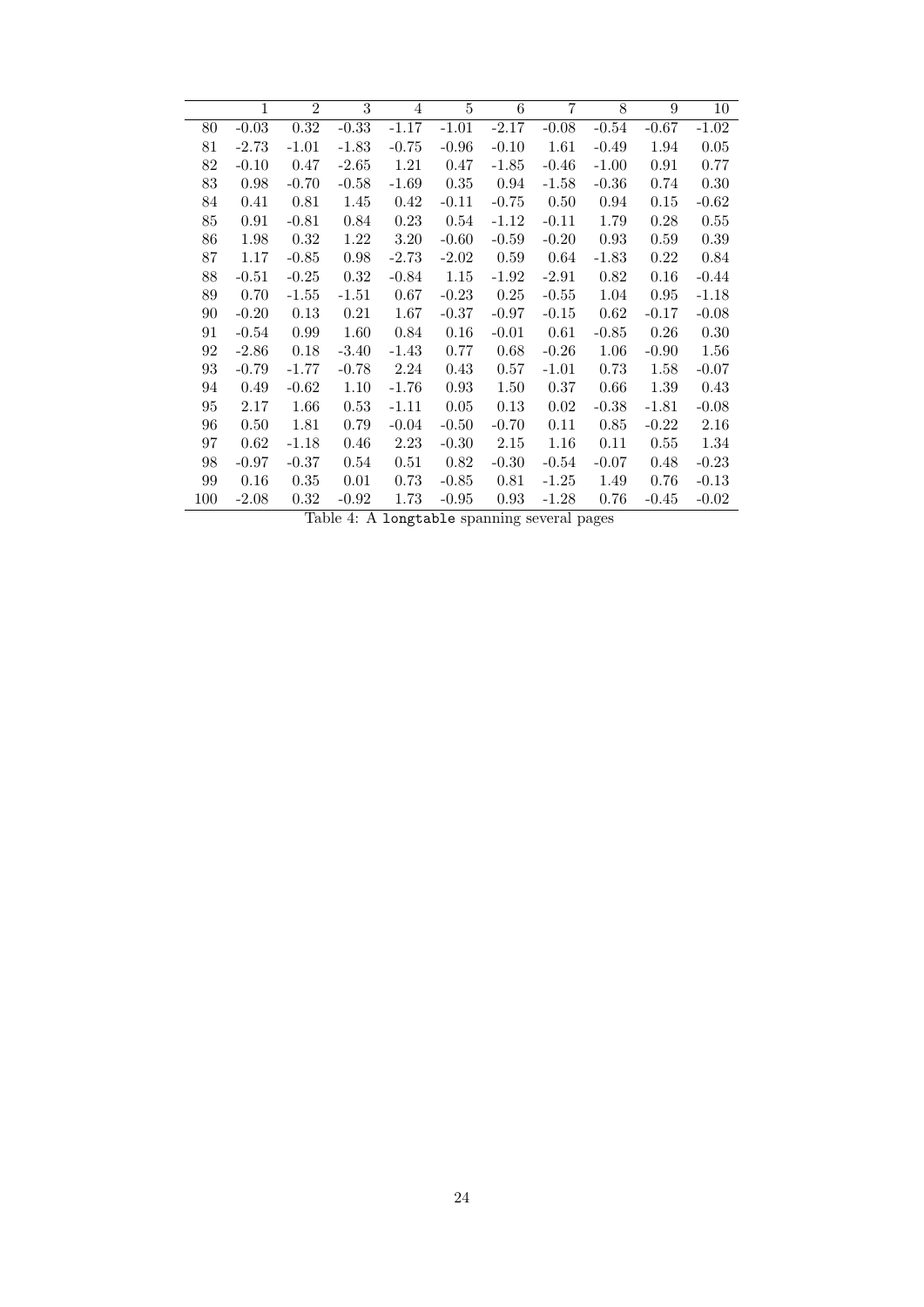| | 1 | 2 | 3 | 4 | 5 | 6 | 7 | 8 | 9 | 10 |
|---|---|---|---|---|---|---|---|---|---|---|
| 80 | -0.03 | 0.32 | -0.33 | -1.17 | -1.01 | -2.17 | -0.08 | -0.54 | -0.67 | -1.02 |
| 81 | -2.73 | -1.01 | -1.83 | -0.75 | -0.96 | -0.10 | 1.61 | -0.49 | 1.94 | 0.05 |
| 82 | -0.10 | 0.47 | -2.65 | 1.21 | 0.47 | -1.85 | -0.46 | -1.00 | 0.91 | 0.77 |
| 83 | 0.98 | -0.70 | -0.58 | -1.69 | 0.35 | 0.94 | -1.58 | -0.36 | 0.74 | 0.30 |
| 84 | 0.41 | 0.81 | 1.45 | 0.42 | -0.11 | -0.75 | 0.50 | 0.94 | 0.15 | -0.62 |
| 85 | 0.91 | -0.81 | 0.84 | 0.23 | 0.54 | -1.12 | -0.11 | 1.79 | 0.28 | 0.55 |
| 86 | 1.98 | 0.32 | 1.22 | 3.20 | -0.60 | -0.59 | -0.20 | 0.93 | 0.59 | 0.39 |
| 87 | 1.17 | -0.85 | 0.98 | -2.73 | -2.02 | 0.59 | 0.64 | -1.83 | 0.22 | 0.84 |
| 88 | -0.51 | -0.25 | 0.32 | -0.84 | 1.15 | -1.92 | -2.91 | 0.82 | 0.16 | -0.44 |
| 89 | 0.70 | -1.55 | -1.51 | 0.67 | -0.23 | 0.25 | -0.55 | 1.04 | 0.95 | -1.18 |
| 90 | -0.20 | 0.13 | 0.21 | 1.67 | -0.37 | -0.97 | -0.15 | 0.62 | -0.17 | -0.08 |
| 91 | -0.54 | 0.99 | 1.60 | 0.84 | 0.16 | -0.01 | 0.61 | -0.85 | 0.26 | 0.30 |
| 92 | -2.86 | 0.18 | -3.40 | -1.43 | 0.77 | 0.68 | -0.26 | 1.06 | -0.90 | 1.56 |
| 93 | -0.79 | -1.77 | -0.78 | 2.24 | 0.43 | 0.57 | -1.01 | 0.73 | 1.58 | -0.07 |
| 94 | 0.49 | -0.62 | 1.10 | -1.76 | 0.93 | 1.50 | 0.37 | 0.66 | 1.39 | 0.43 |
| 95 | 2.17 | 1.66 | 0.53 | -1.11 | 0.05 | 0.13 | 0.02 | -0.38 | -1.81 | -0.08 |
| 96 | 0.50 | 1.81 | 0.79 | -0.04 | -0.50 | -0.70 | 0.11 | 0.85 | -0.22 | 2.16 |
| 97 | 0.62 | -1.18 | 0.46 | 2.23 | -0.30 | 2.15 | 1.16 | 0.11 | 0.55 | 1.34 |
| 98 | -0.97 | -0.37 | 0.54 | 0.51 | 0.82 | -0.30 | -0.54 | -0.07 | 0.48 | -0.23 |
| 99 | 0.16 | 0.35 | 0.01 | 0.73 | -0.85 | 0.81 | -1.25 | 1.49 | 0.76 | -0.13 |
| 100 | -2.08 | 0.32 | -0.92 | 1.73 | -0.95 | 0.93 | -1.28 | 0.76 | -0.45 | -0.02 |

Table 4: A `longtable` spanning several pages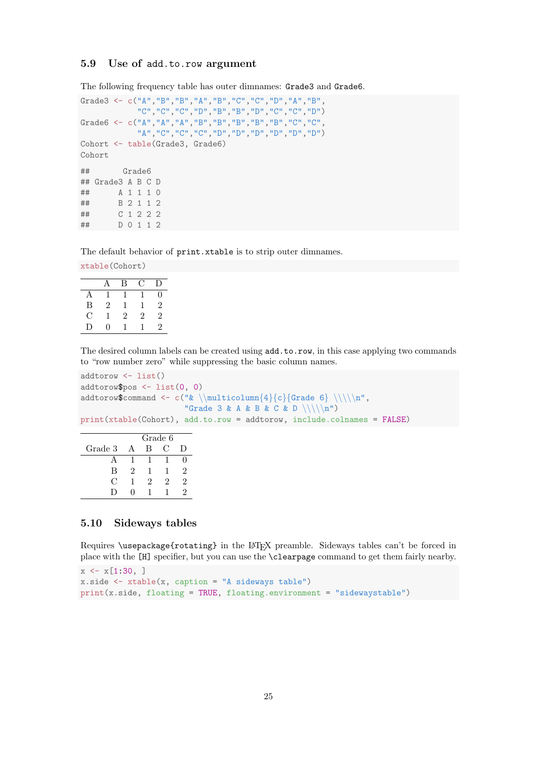### 5.9 Use of `add.to.row` argument

The following frequency table has outer dimnames: `Grade3` and `Grade6`.

```
Grade3 <- c("A","B","B","A","B","C","C","D","A","B",
            "C","C","C","D","B","B","D","C","C","D")
Grade6 <- c("A","A","A","B","B","B","B","B","C","C",
            "A","C","C","C","D","D","D","D","D","D")
Cohort <- table(Grade3, Grade6)
Cohort
```

```
##       Grade6
## Grade3 A B C D
##      A 1 1 1 0
##      B 2 1 1 2
##      C 1 2 2 2
##      D 0 1 1 2
```

The default behavior of `print.xtable` is to strip outer dimnames.

```
xtable(Cohort)
```

| | A | B | C | D |
|---|---|---|---|---|
| A | 1 | 1 | 1 | 0 |
| B | 2 | 1 | 1 | 2 |
| C | 1 | 2 | 2 | 2 |
| D | 0 | 1 | 1 | 2 |

The desired column labels can be created using `add.to.row`, in this case applying two commands to "row number zero" while suppressing the basic column names.

```
addtorow <- list()
addtorow$pos <- list(0, 0)
addtorow$command <- c("& \\multicolumn{4}{c}{Grade 6} \\\\\n",
                      "Grade 3 & A & B & C & D \\\\\n")
print(xtable(Cohort), add.to.row = addtorow, include.colnames = FALSE)
```

| | Grade 6 | | | |
|---|---|---|---|---|
| Grade 3 | A | B | C | D |
| A | 1 | 1 | 1 | 0 |
| B | 2 | 1 | 1 | 2 |
| C | 1 | 2 | 2 | 2 |
| D | 0 | 1 | 1 | 2 |

### 5.10 Sideways tables

Requires `\usepackage{rotating}` in the LaTeX preamble. Sideways tables can't be forced in place with the `[H]` specifier, but you can use the `\clearpage` command to get them fairly nearby.

```
x <- x[1:30, ]
x.side <- xtable(x, caption = "A sideways table")
print(x.side, floating = TRUE, floating.environment = "sidewaystable")
```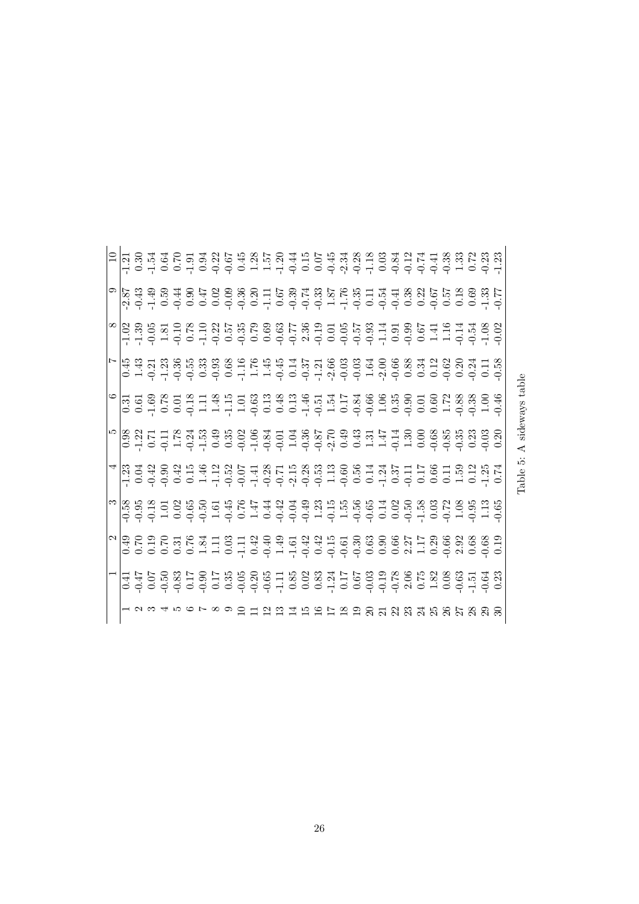| | 1 | 2 | 3 | 4 | 5 | 6 | 7 | 8 | 9 | 10 |
|---|---|---|---|---|---|---|---|---|---|---|
| 1 | 0.41 | 0.49 | -0.58 | -1.23 | 0.98 | 0.31 | 0.45 | -1.02 | -2.87 | -1.21 |
| 2 | -0.47 | 0.70 | -0.95 | 0.04 | -1.22 | 0.61 | 1.43 | -1.39 | -0.43 | 0.30 |
| 3 | 0.07 | 0.19 | -0.18 | -0.42 | 0.71 | -1.69 | -0.21 | -0.05 | -1.49 | -1.54 |
| 4 | -0.50 | 0.70 | 1.01 | -0.90 | -0.11 | 0.78 | -1.23 | 1.81 | 0.59 | 0.64 |
| 5 | -0.83 | 0.31 | 0.02 | 0.42 | 1.78 | 0.01 | -0.36 | -0.10 | -0.44 | 0.70 |
| 6 | 0.17 | 0.76 | -0.65 | 0.15 | -0.24 | -0.18 | -0.55 | 0.78 | 0.90 | -1.91 |
| 7 | -0.90 | 1.84 | -0.50 | 1.46 | -1.53 | 1.11 | 0.33 | -1.10 | 0.47 | 0.94 |
| 8 | 0.17 | 1.11 | 1.61 | -1.12 | 0.49 | 1.48 | -0.93 | -0.22 | 0.02 | -0.22 |
| 9 | 0.35 | 0.03 | -0.45 | -0.52 | 0.35 | -1.15 | 0.68 | 0.57 | -0.09 | -0.67 |
| 10 | -0.05 | -1.11 | 0.76 | -0.07 | -0.02 | 1.01 | -1.16 | -0.35 | -0.36 | 0.45 |
| 11 | -0.20 | 0.42 | 1.47 | -1.41 | -1.06 | -0.63 | 1.76 | 0.79 | 0.20 | 1.28 |
| 12 | -0.65 | -0.40 | 0.44 | -0.28 | -0.84 | 0.13 | 1.45 | 0.69 | -1.11 | 1.57 |
| 13 | -1.11 | 1.49 | -0.42 | -0.71 | -0.01 | 0.48 | -0.45 | -0.63 | 0.67 | -1.20 |
| 14 | 0.85 | -1.61 | -0.04 | -2.15 | 1.04 | 0.13 | 0.14 | -0.77 | -0.39 | -0.44 |
| 15 | 0.02 | -0.42 | -0.49 | -0.28 | -0.36 | -1.46 | -0.37 | 2.36 | -0.74 | 0.15 |
| 16 | 0.83 | 0.42 | 1.23 | -0.53 | -0.87 | -0.51 | -1.21 | -0.19 | -0.33 | 0.07 |
| 17 | -1.24 | -0.15 | -0.15 | 1.13 | -2.70 | 1.54 | -2.66 | 0.01 | 1.87 | -0.45 |
| 18 | 0.17 | -0.61 | 1.55 | -0.60 | 0.49 | 0.17 | -0.03 | -0.05 | -1.76 | -2.34 |
| 19 | 0.67 | -0.30 | -0.56 | 0.56 | 0.43 | -0.84 | -0.03 | -0.57 | -0.35 | -0.28 |
| 20 | -0.03 | 0.63 | -0.65 | 0.14 | 1.31 | -0.66 | 1.64 | -0.93 | 0.11 | -1.18 |
| 21 | -0.19 | 0.90 | 0.14 | -1.24 | 1.47 | 1.06 | -2.00 | -1.14 | -0.54 | 0.03 |
| 22 | -0.78 | 0.66 | 0.02 | 0.37 | -0.14 | 0.35 | -0.66 | 0.91 | -0.41 | -0.84 |
| 23 | 2.06 | 2.27 | -0.50 | -0.11 | 1.30 | -0.90 | 0.88 | -0.99 | 0.38 | -0.12 |
| 24 | 0.75 | 1.17 | -1.58 | 0.17 | 0.00 | 0.01 | 0.34 | 0.67 | 0.22 | -0.74 |
| 25 | 1.82 | 0.29 | 0.03 | 0.66 | -0.68 | 0.60 | 0.12 | 1.41 | -0.67 | -0.41 |
| 26 | 0.08 | -0.66 | -0.72 | 0.11 | -0.85 | 1.72 | -0.62 | 1.16 | 0.57 | -0.38 |
| 27 | -0.63 | 2.92 | 1.08 | 1.59 | -0.35 | -0.88 | 0.20 | -0.14 | 0.18 | 1.33 |
| 28 | -1.51 | 0.68 | -0.95 | 0.12 | 0.23 | -0.38 | -0.24 | -0.54 | 0.69 | 0.72 |
| 29 | -0.64 | -0.68 | 1.13 | -1.25 | -0.03 | 1.00 | 0.11 | -1.08 | -1.33 | -0.23 |
| 30 | 0.23 | 0.19 | -0.65 | 0.74 | 0.20 | -0.46 | -0.58 | -0.02 | -0.77 | -1.23 |

Table 5: A sideways table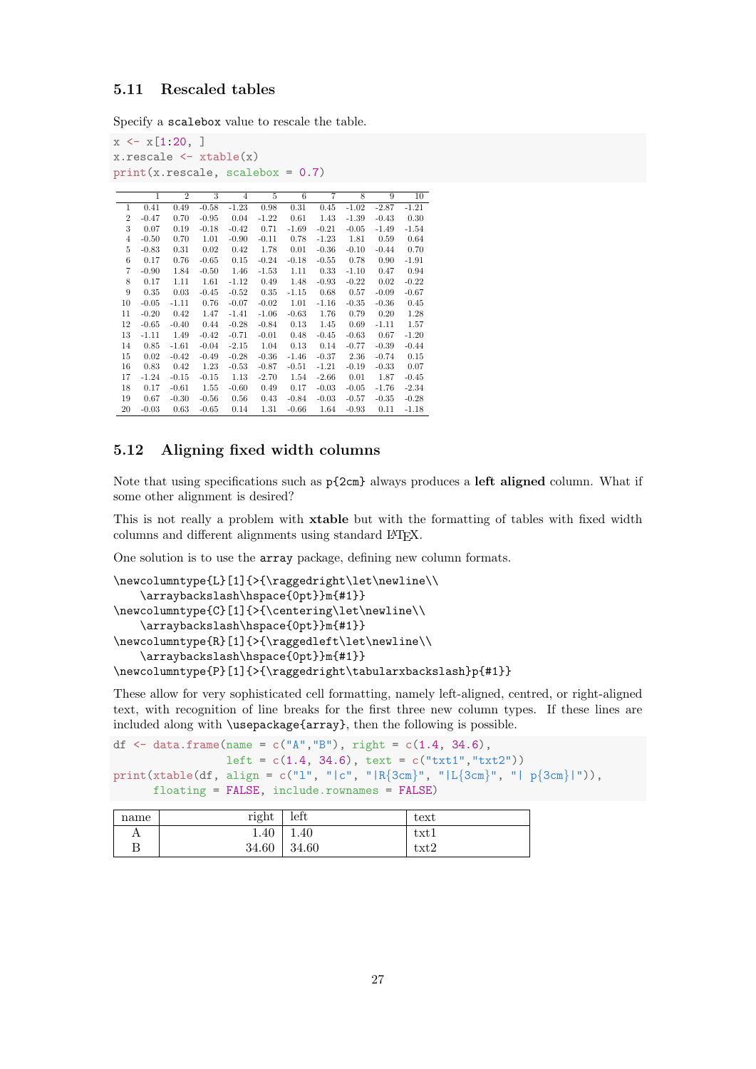### 5.11 Rescaled tables

Specify a `scalebox` value to rescale the table.

```
x <- x[1:20, ]
x.rescale <- xtable(x)
print(x.rescale, scalebox = 0.7)
```

| | 1 | 2 | 3 | 4 | 5 | 6 | 7 | 8 | 9 | 10 |
|---|---|---|---|---|---|---|---|---|---|---|
| 1 | 0.41 | 0.49 | -0.58 | -1.23 | 0.98 | 0.31 | 0.45 | -1.02 | -2.87 | -1.21 |
| 2 | -0.47 | 0.70 | -0.95 | 0.04 | -1.22 | 0.61 | 1.43 | -1.39 | -0.43 | 0.30 |
| 3 | 0.07 | 0.19 | -0.18 | -0.42 | 0.71 | -1.69 | -0.21 | -0.05 | -1.49 | -1.54 |
| 4 | -0.50 | 0.70 | 1.01 | -0.90 | -0.11 | 0.78 | -1.23 | 1.81 | 0.59 | 0.64 |
| 5 | -0.83 | 0.31 | 0.02 | 0.42 | 1.78 | 0.01 | -0.36 | -0.10 | -0.44 | 0.70 |
| 6 | 0.17 | 0.76 | -0.65 | 0.15 | -0.24 | -0.18 | -0.55 | 0.78 | 0.90 | -1.91 |
| 7 | -0.90 | 1.84 | -0.50 | 1.46 | -1.53 | 1.11 | 0.33 | -1.10 | 0.47 | 0.94 |
| 8 | 0.17 | 1.11 | 1.61 | -1.12 | 0.49 | 1.48 | -0.93 | -0.22 | 0.02 | -0.22 |
| 9 | 0.35 | 0.03 | -0.45 | -0.52 | 0.35 | -1.15 | 0.68 | 0.57 | -0.09 | -0.67 |
| 10 | -0.05 | -1.11 | 0.76 | -0.07 | -0.02 | 1.01 | -1.16 | -0.35 | -0.36 | 0.45 |
| 11 | -0.20 | 0.42 | 1.47 | -1.41 | -1.06 | -0.63 | 1.76 | 0.79 | 0.20 | 1.28 |
| 12 | -0.65 | -0.40 | 0.44 | -0.28 | -0.84 | 0.13 | 1.45 | 0.69 | -1.11 | 1.57 |
| 13 | -1.11 | 1.49 | -0.42 | -0.71 | -0.01 | 0.48 | -0.45 | -0.63 | 0.67 | -1.20 |
| 14 | 0.85 | -1.61 | -0.04 | -2.15 | 1.04 | 0.13 | 0.14 | -0.77 | -0.39 | -0.44 |
| 15 | 0.02 | -0.42 | -0.49 | -0.28 | -0.36 | -1.46 | -0.37 | 2.36 | -0.74 | 0.15 |
| 16 | 0.83 | 0.42 | 1.23 | -0.53 | -0.87 | -0.51 | -1.21 | -0.19 | -0.33 | 0.07 |
| 17 | -1.24 | -0.15 | -0.15 | 1.13 | -2.70 | 1.54 | -2.66 | 0.01 | 1.87 | -0.45 |
| 18 | 0.17 | -0.61 | 1.55 | -0.60 | 0.49 | 0.17 | -0.03 | -0.05 | -1.76 | -2.34 |
| 19 | 0.67 | -0.30 | -0.56 | 0.56 | 0.43 | -0.84 | -0.03 | -0.57 | -0.35 | -0.28 |
| 20 | -0.03 | 0.63 | -0.65 | 0.14 | 1.31 | -0.66 | 1.64 | -0.93 | 0.11 | -1.18 |

### 5.12 Aligning fixed width columns

Note that using specifications such as `p{2cm}` always produces a **left aligned** column. What if some other alignment is desired?

This is not really a problem with **xtable** but with the formatting of tables with fixed width columns and different alignments using standard LaTeX.

One solution is to use the `array` package, defining new column formats.

```
\newcolumntype{L}[1]{>{\raggedright\let\newline\\
    \arraybackslash\hspace{0pt}}m{#1}}
\newcolumntype{C}[1]{>{\centering\let\newline\\
    \arraybackslash\hspace{0pt}}m{#1}}
\newcolumntype{R}[1]{>{\raggedleft\let\newline\\
    \arraybackslash\hspace{0pt}}m{#1}}
\newcolumntype{P}[1]{>{\raggedright\tabularxbackslash}p{#1}}
```

These allow for very sophisticated cell formatting, namely left-aligned, centred, or right-aligned text, with recognition of line breaks for the first three new column types. If these lines are included along with `\usepackage{array}`, then the following is possible.

```
df <- data.frame(name = c("A","B"), right = c(1.4, 34.6),
                 left = c(1.4, 34.6), text = c("txt1","txt2"))
print(xtable(df, align = c("l", "|c", "|R{3cm}", "|L{3cm}", "| p{3cm}|")),
      floating = FALSE, include.rownames = FALSE)
```

| name | right | left | text |
|---|---|---|---|
| A | 1.40 | 1.40 | txt1 |
| B | 34.60 | 34.60 | txt2 |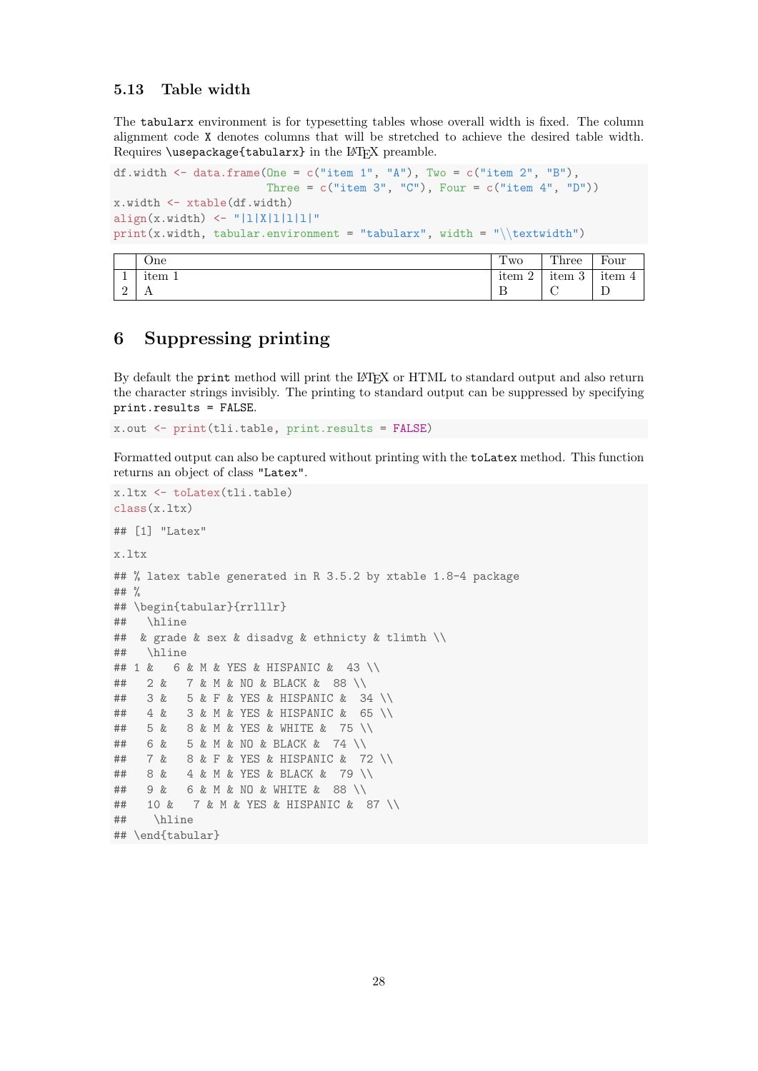### 5.13 Table width

The `tabularx` environment is for typesetting tables whose overall width is fixed. The column alignment code `X` denotes columns that will be stretched to achieve the desired table width. Requires `\usepackage{tabularx}` in the LaTeX preamble.

```
df.width <- data.frame(One = c("item 1", "A"), Two = c("item 2", "B"),
                       Three = c("item 3", "C"), Four = c("item 4", "D"))
x.width <- xtable(df.width)
align(x.width) <- "|l|X|l|l|l|"
print(x.width, tabular.environment = "tabularx", width = "\\textwidth")
```

| | One | Two | Three | Four |
|---|---|---|---|---|
| 1 | item 1 | item 2 | item 3 | item 4 |
| 2 | A | B | C | D |

# 6 Suppressing printing

By default the `print` method will print the LaTeX or HTML to standard output and also return the character strings invisibly. The printing to standard output can be suppressed by specifying `print.results = FALSE`.

```
x.out <- print(tli.table, print.results = FALSE)
```

Formatted output can also be captured without printing with the `toLatex` method. This function returns an object of class `"Latex"`.

```
x.ltx <- toLatex(tli.table)
class(x.ltx)

## [1] "Latex"

x.ltx

## % latex table generated in R 3.5.2 by xtable 1.8-4 package
## %
## \begin{tabular}{rrlllr}
##   \hline
##  & grade & sex & disadvg & ethnicty & tlimth \\
##   \hline
## 1 &   6 & M & YES & HISPANIC &  43 \\
##   2 &   7 & M & NO & BLACK &  88 \\
##   3 &   5 & F & YES & HISPANIC &  34 \\
##   4 &   3 & M & YES & HISPANIC &  65 \\
##   5 &   8 & M & YES & WHITE &  75 \\
##   6 &   5 & M & NO & BLACK &  74 \\
##   7 &   8 & F & YES & HISPANIC &  72 \\
##   8 &   4 & M & YES & BLACK &  79 \\
##   9 &   6 & M & NO & WHITE &  88 \\
##   10 &   7 & M & YES & HISPANIC &  87 \\
##    \hline
## \end{tabular}
```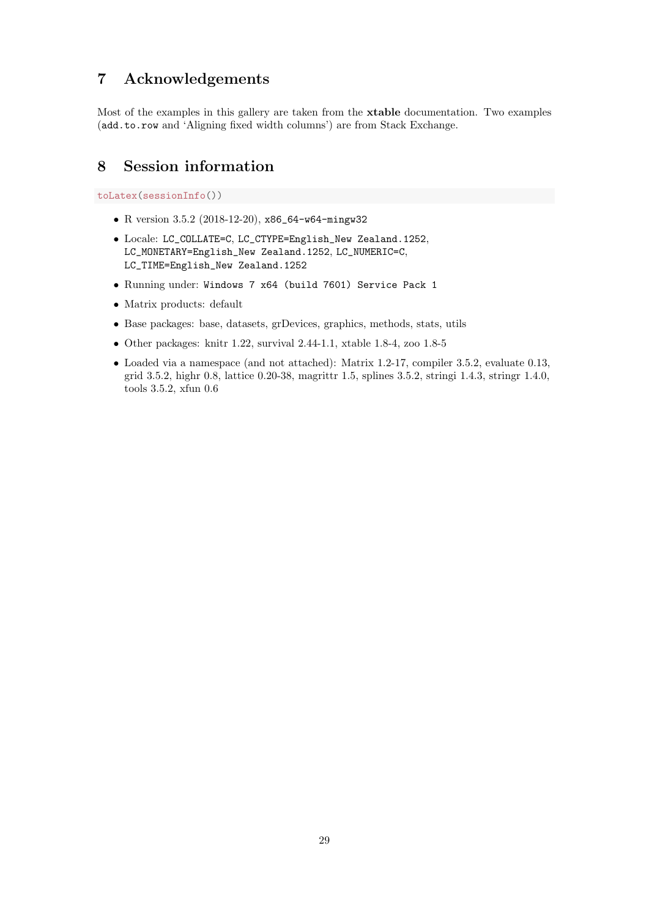## 7 Acknowledgements

Most of the examples in this gallery are taken from the **xtable** documentation. Two examples (`add.to.row` and 'Aligning fixed width columns') are from Stack Exchange.

## 8 Session information

```
toLatex(sessionInfo())
```

- R version 3.5.2 (2018-12-20), `x86_64-w64-mingw32`
- Locale: `LC_COLLATE=C`, `LC_CTYPE=English_New Zealand.1252`, `LC_MONETARY=English_New Zealand.1252`, `LC_NUMERIC=C`, `LC_TIME=English_New Zealand.1252`
- Running under: `Windows 7 x64 (build 7601) Service Pack 1`
- Matrix products: default
- Base packages: base, datasets, grDevices, graphics, methods, stats, utils
- Other packages: knitr 1.22, survival 2.44-1.1, xtable 1.8-4, zoo 1.8-5
- Loaded via a namespace (and not attached): Matrix 1.2-17, compiler 3.5.2, evaluate 0.13, grid 3.5.2, highr 0.8, lattice 0.20-38, magrittr 1.5, splines 3.5.2, stringi 1.4.3, stringr 1.4.0, tools 3.5.2, xfun 0.6